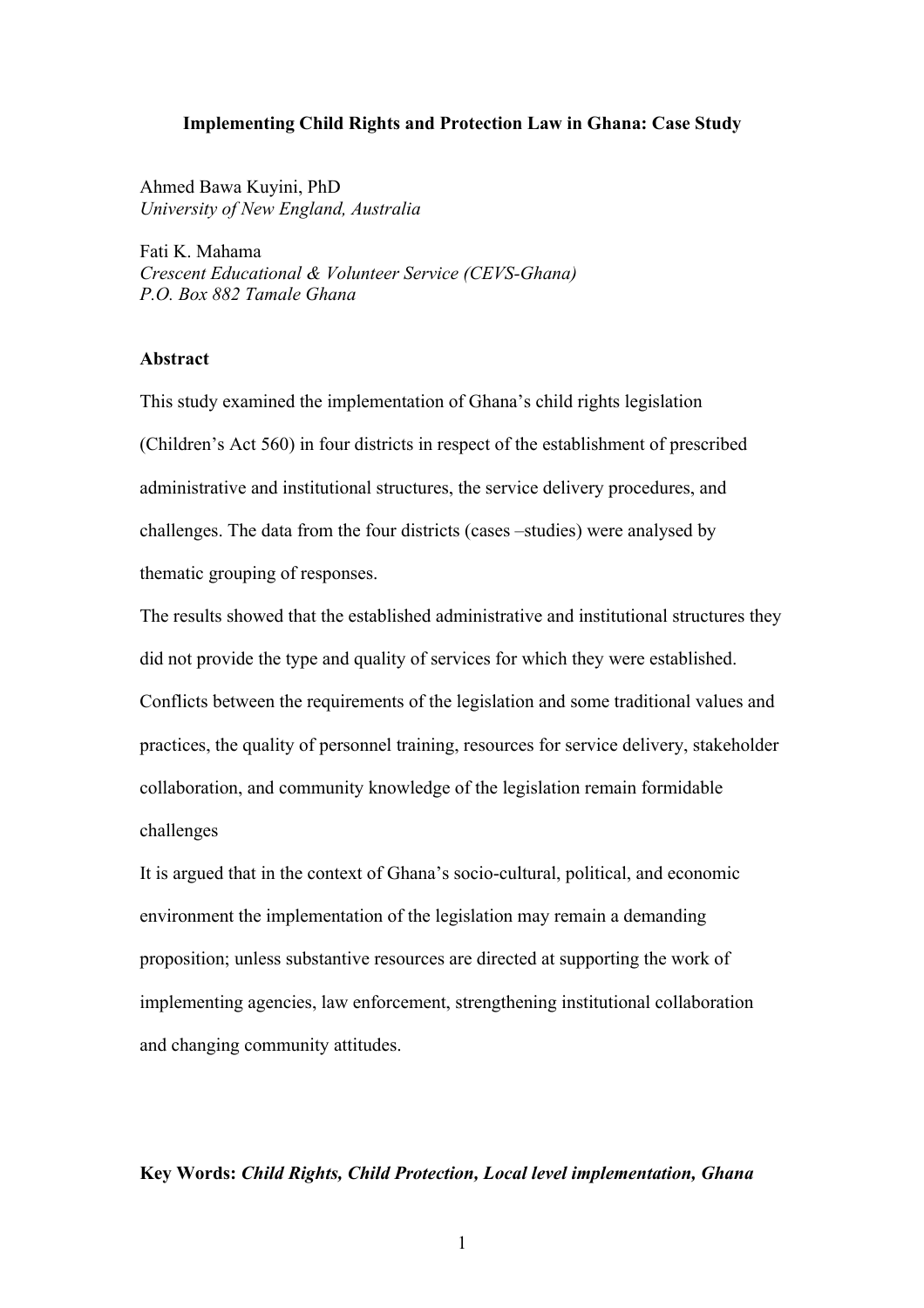# Implementing Child Rights and Protection Law in Ghana: Case Study

Ahmed Bawa Kuyini, PhD
*University of New England, Australia*

Fati K. Mahama
*Crescent Educational & Volunteer Service (CEVS-Ghana)*
*P.O. Box 882 Tamale Ghana*

## Abstract

This study examined the implementation of Ghana's child rights legislation (Children's Act 560) in four districts in respect of the establishment of prescribed administrative and institutional structures, the service delivery procedures, and challenges. The data from the four districts (cases –studies) were analysed by thematic grouping of responses.

The results showed that the established administrative and institutional structures they did not provide the type and quality of services for which they were established. Conflicts between the requirements of the legislation and some traditional values and practices, the quality of personnel training, resources for service delivery, stakeholder collaboration, and community knowledge of the legislation remain formidable challenges

It is argued that in the context of Ghana's socio-cultural, political, and economic environment the implementation of the legislation may remain a demanding proposition; unless substantive resources are directed at supporting the work of implementing agencies, law enforcement, strengthening institutional collaboration and changing community attitudes.

**Key Words:** ***Child Rights, Child Protection, Local level implementation, Ghana***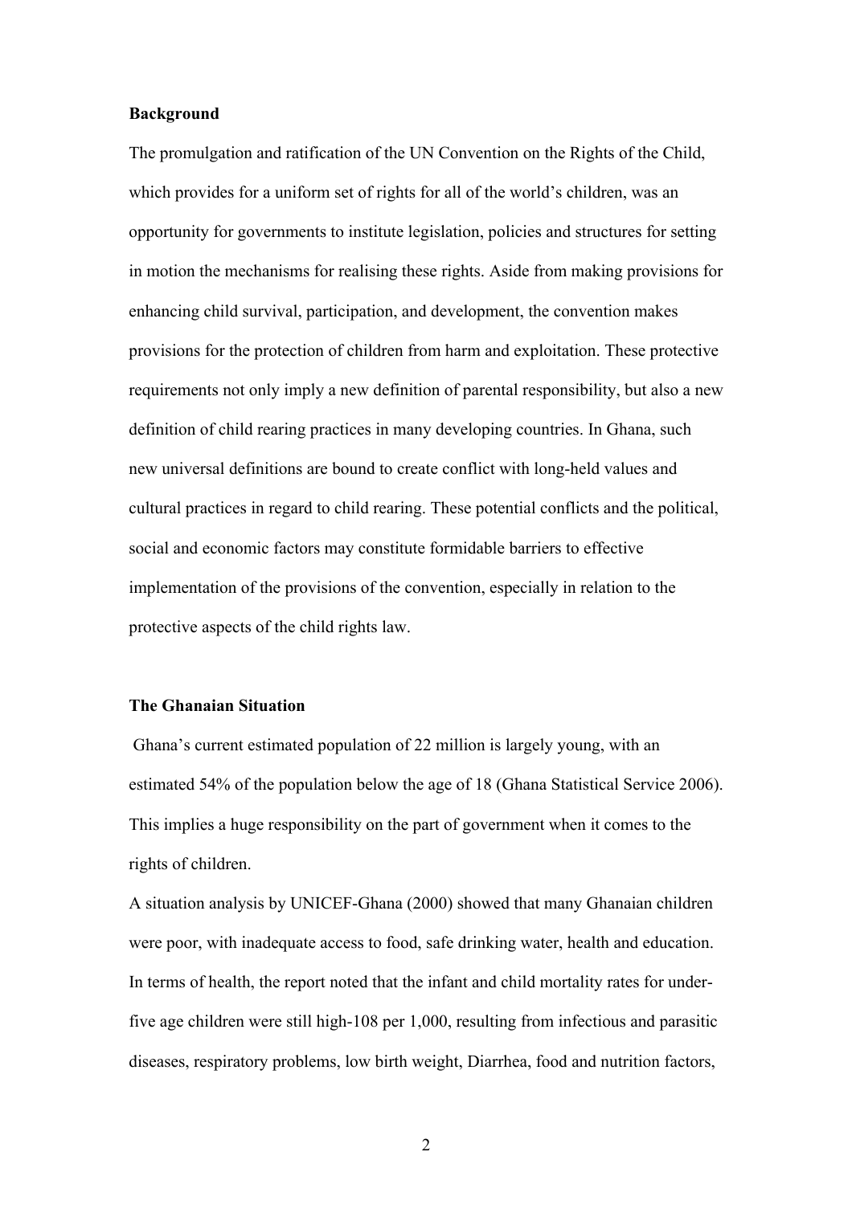**Background**

The promulgation and ratification of the UN Convention on the Rights of the Child, which provides for a uniform set of rights for all of the world's children, was an opportunity for governments to institute legislation, policies and structures for setting in motion the mechanisms for realising these rights. Aside from making provisions for enhancing child survival, participation, and development, the convention makes provisions for the protection of children from harm and exploitation. These protective requirements not only imply a new definition of parental responsibility, but also a new definition of child rearing practices in many developing countries. In Ghana, such new universal definitions are bound to create conflict with long-held values and cultural practices in regard to child rearing. These potential conflicts and the political, social and economic factors may constitute formidable barriers to effective implementation of the provisions of the convention, especially in relation to the protective aspects of the child rights law.

**The Ghanaian Situation**

Ghana's current estimated population of 22 million is largely young, with an estimated 54% of the population below the age of 18 (Ghana Statistical Service 2006). This implies a huge responsibility on the part of government when it comes to the rights of children.

A situation analysis by UNICEF-Ghana (2000) showed that many Ghanaian children were poor, with inadequate access to food, safe drinking water, health and education. In terms of health, the report noted that the infant and child mortality rates for under-five age children were still high-108 per 1,000, resulting from infectious and parasitic diseases, respiratory problems, low birth weight, Diarrhea, food and nutrition factors,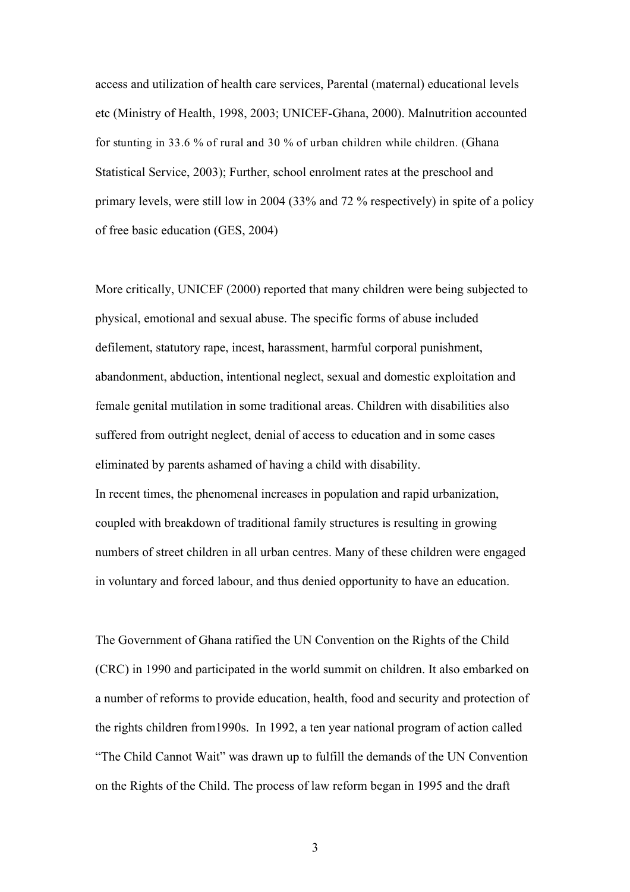access and utilization of health care services, Parental (maternal) educational levels etc (Ministry of Health, 1998, 2003; UNICEF-Ghana, 2000). Malnutrition accounted for stunting in 33.6 % of rural and 30 % of urban children while children. (Ghana Statistical Service, 2003); Further, school enrolment rates at the preschool and primary levels, were still low in 2004 (33% and 72 % respectively) in spite of a policy of free basic education (GES, 2004)

More critically, UNICEF (2000) reported that many children were being subjected to physical, emotional and sexual abuse. The specific forms of abuse included defilement, statutory rape, incest, harassment, harmful corporal punishment, abandonment, abduction, intentional neglect, sexual and domestic exploitation and female genital mutilation in some traditional areas. Children with disabilities also suffered from outright neglect, denial of access to education and in some cases eliminated by parents ashamed of having a child with disability.

In recent times, the phenomenal increases in population and rapid urbanization, coupled with breakdown of traditional family structures is resulting in growing numbers of street children in all urban centres. Many of these children were engaged in voluntary and forced labour, and thus denied opportunity to have an education.

The Government of Ghana ratified the UN Convention on the Rights of the Child (CRC) in 1990 and participated in the world summit on children. It also embarked on a number of reforms to provide education, health, food and security and protection of the rights children from1990s. In 1992, a ten year national program of action called "The Child Cannot Wait" was drawn up to fulfill the demands of the UN Convention on the Rights of the Child. The process of law reform began in 1995 and the draft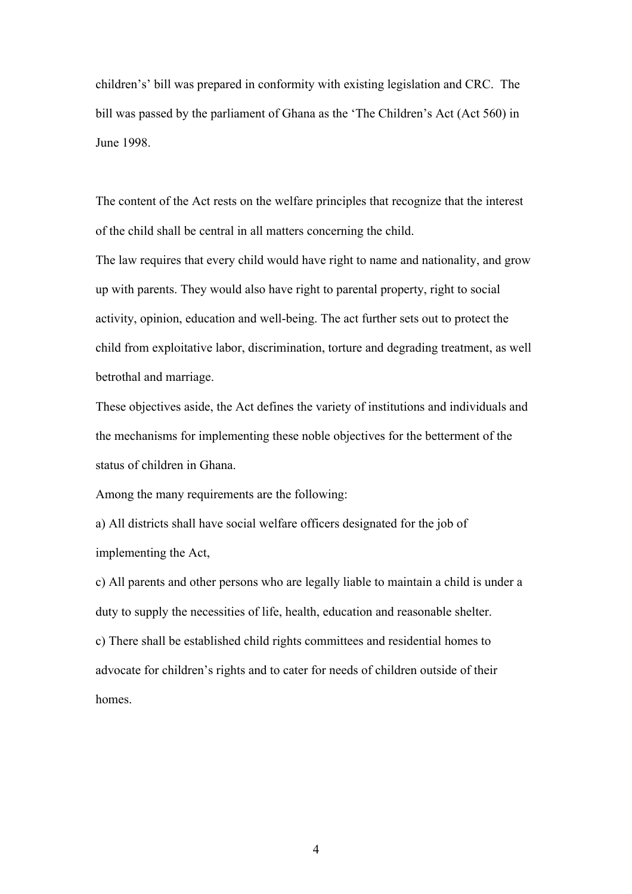children's' bill was prepared in conformity with existing legislation and CRC. The bill was passed by the parliament of Ghana as the 'The Children's Act (Act 560) in June 1998.

The content of the Act rests on the welfare principles that recognize that the interest of the child shall be central in all matters concerning the child.

The law requires that every child would have right to name and nationality, and grow up with parents. They would also have right to parental property, right to social activity, opinion, education and well-being. The act further sets out to protect the child from exploitative labor, discrimination, torture and degrading treatment, as well betrothal and marriage.

These objectives aside, the Act defines the variety of institutions and individuals and the mechanisms for implementing these noble objectives for the betterment of the status of children in Ghana.

Among the many requirements are the following:

a) All districts shall have social welfare officers designated for the job of implementing the Act,

c) All parents and other persons who are legally liable to maintain a child is under a duty to supply the necessities of life, health, education and reasonable shelter.

c) There shall be established child rights committees and residential homes to advocate for children's rights and to cater for needs of children outside of their homes.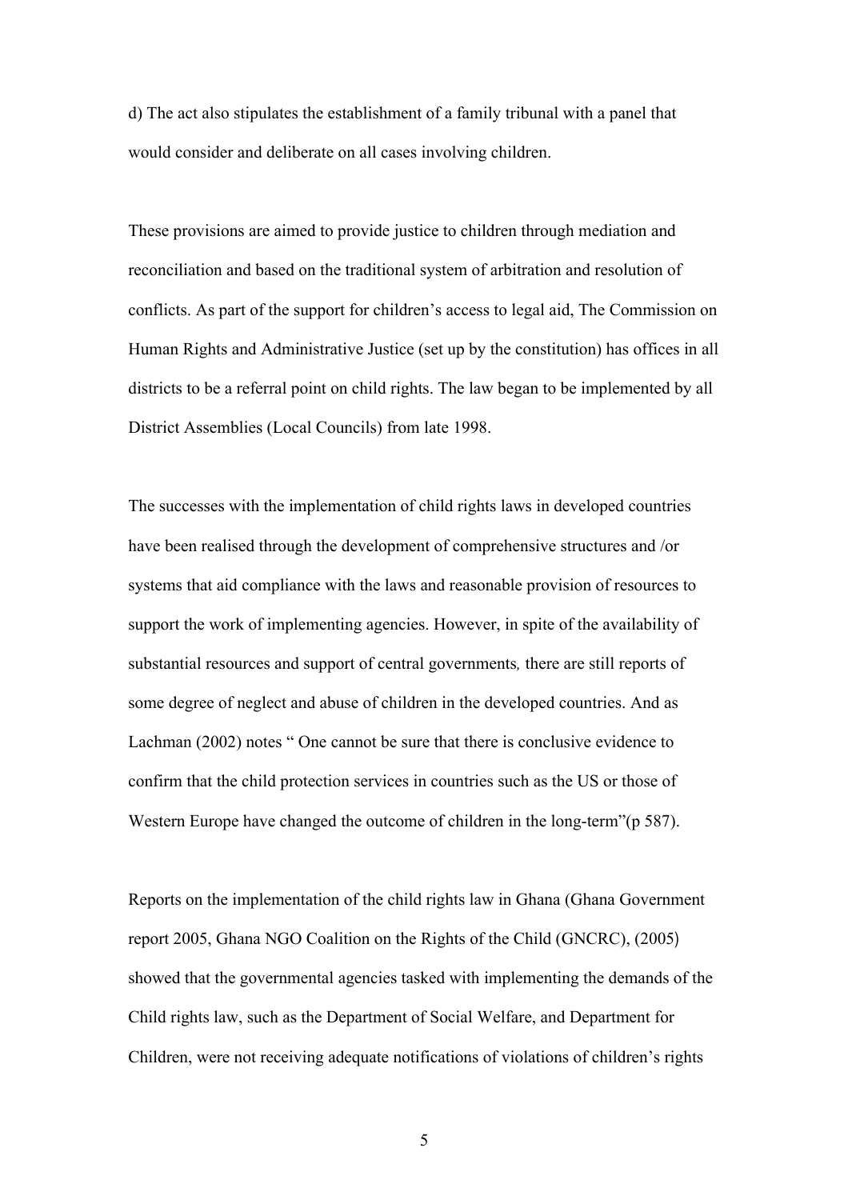d) The act also stipulates the establishment of a family tribunal with a panel that would consider and deliberate on all cases involving children.

These provisions are aimed to provide justice to children through mediation and reconciliation and based on the traditional system of arbitration and resolution of conflicts. As part of the support for children's access to legal aid, The Commission on Human Rights and Administrative Justice (set up by the constitution) has offices in all districts to be a referral point on child rights. The law began to be implemented by all District Assemblies (Local Councils) from late 1998.

The successes with the implementation of child rights laws in developed countries have been realised through the development of comprehensive structures and /or systems that aid compliance with the laws and reasonable provision of resources to support the work of implementing agencies. However, in spite of the availability of substantial resources and support of central governments*,* there are still reports of some degree of neglect and abuse of children in the developed countries. And as Lachman (2002) notes " One cannot be sure that there is conclusive evidence to confirm that the child protection services in countries such as the US or those of Western Europe have changed the outcome of children in the long-term"(p 587).

Reports on the implementation of the child rights law in Ghana (Ghana Government report 2005, Ghana NGO Coalition on the Rights of the Child (GNCRC), (2005) showed that the governmental agencies tasked with implementing the demands of the Child rights law, such as the Department of Social Welfare, and Department for Children, were not receiving adequate notifications of violations of children's rights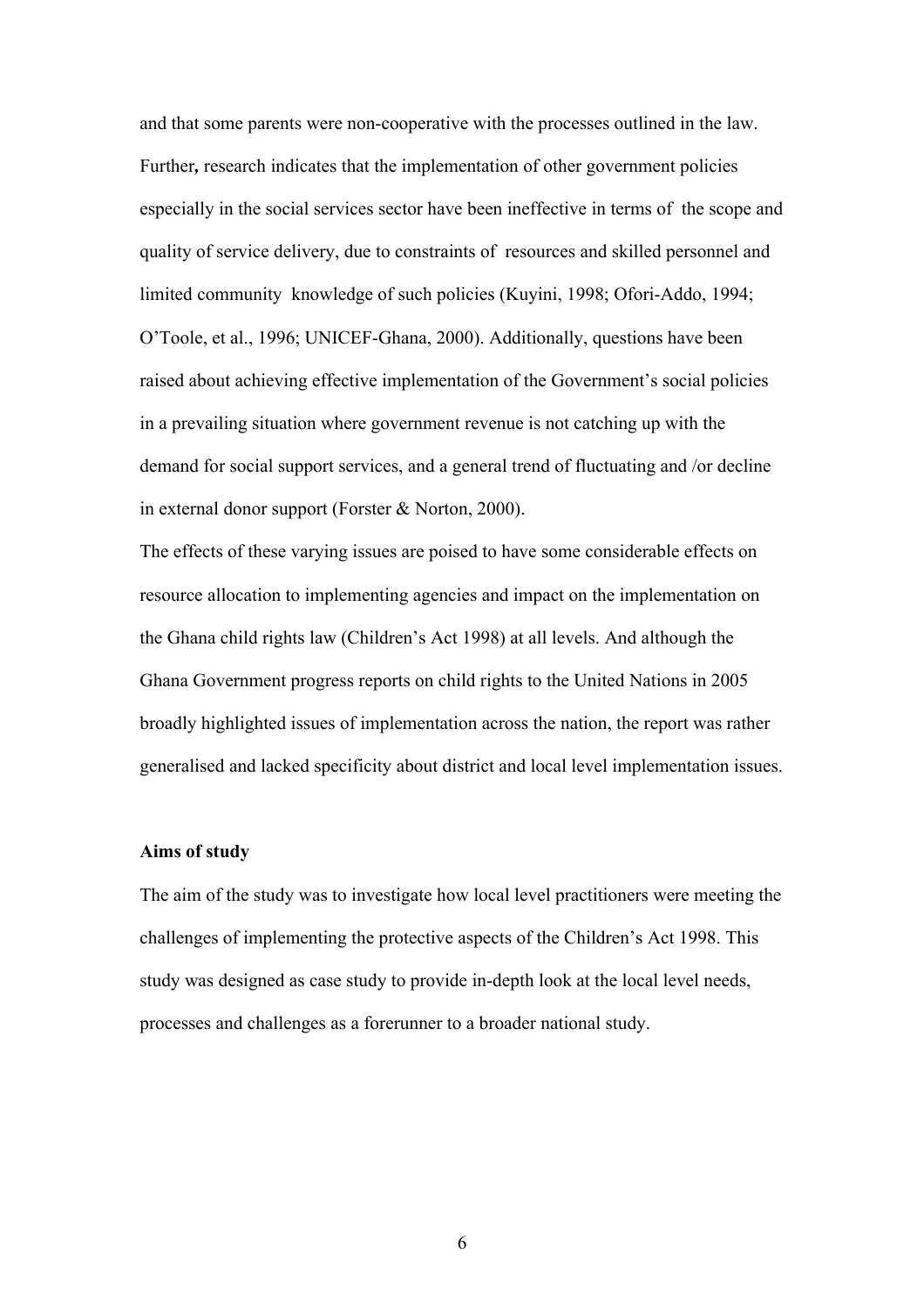and that some parents were non-cooperative with the processes outlined in the law. Further**,** research indicates that the implementation of other government policies especially in the social services sector have been ineffective in terms of the scope and quality of service delivery, due to constraints of resources and skilled personnel and limited community knowledge of such policies (Kuyini, 1998; Ofori-Addo, 1994; O'Toole, et al., 1996; UNICEF-Ghana, 2000). Additionally, questions have been raised about achieving effective implementation of the Government's social policies in a prevailing situation where government revenue is not catching up with the demand for social support services, and a general trend of fluctuating and /or decline in external donor support (Forster & Norton, 2000).

The effects of these varying issues are poised to have some considerable effects on resource allocation to implementing agencies and impact on the implementation on the Ghana child rights law (Children's Act 1998) at all levels. And although the Ghana Government progress reports on child rights to the United Nations in 2005 broadly highlighted issues of implementation across the nation, the report was rather generalised and lacked specificity about district and local level implementation issues.

**Aims of study**

The aim of the study was to investigate how local level practitioners were meeting the challenges of implementing the protective aspects of the Children's Act 1998. This study was designed as case study to provide in-depth look at the local level needs, processes and challenges as a forerunner to a broader national study.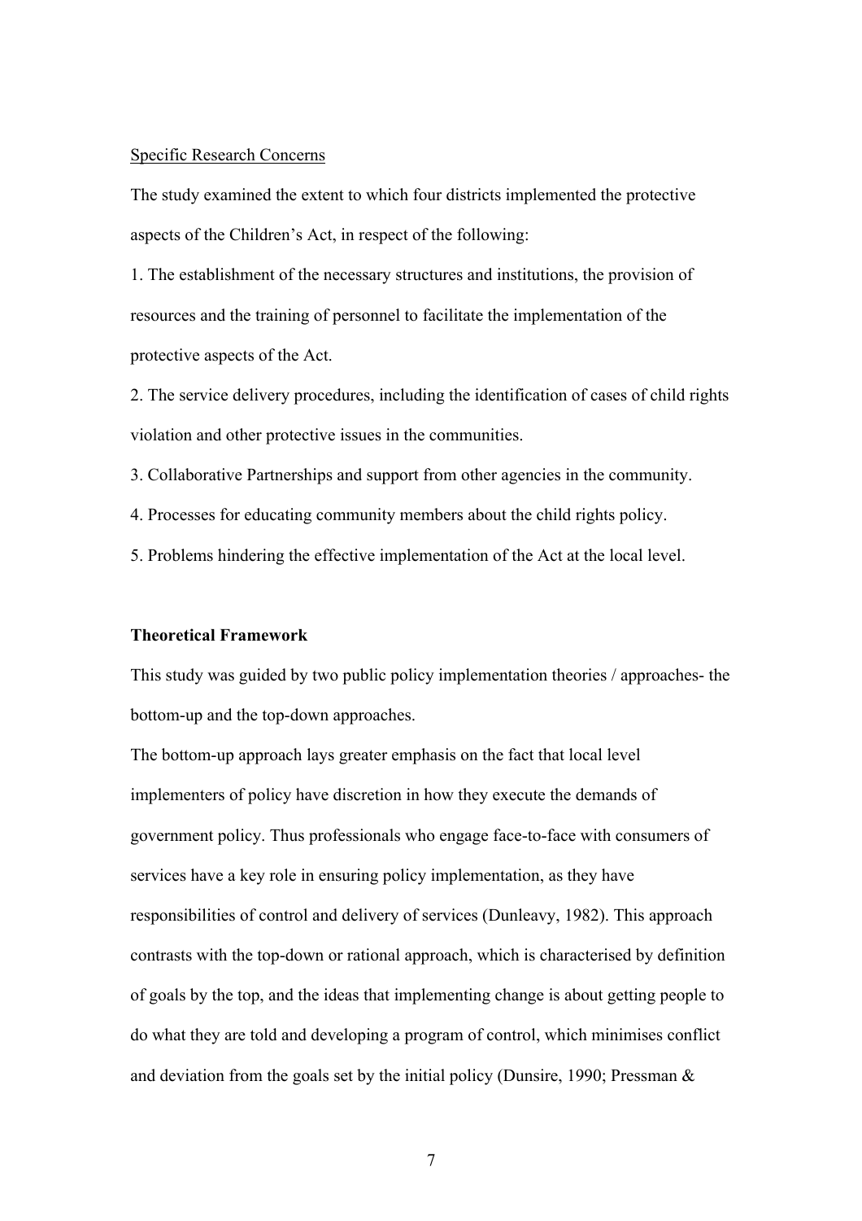Specific Research Concerns

The study examined the extent to which four districts implemented the protective aspects of the Children's Act, in respect of the following:

1. The establishment of the necessary structures and institutions, the provision of resources and the training of personnel to facilitate the implementation of the protective aspects of the Act.
2. The service delivery procedures, including the identification of cases of child rights violation and other protective issues in the communities.
3. Collaborative Partnerships and support from other agencies in the community.
4. Processes for educating community members about the child rights policy.
5. Problems hindering the effective implementation of the Act at the local level.

**Theoretical Framework**

This study was guided by two public policy implementation theories / approaches- the bottom-up and the top-down approaches.

The bottom-up approach lays greater emphasis on the fact that local level implementers of policy have discretion in how they execute the demands of government policy. Thus professionals who engage face-to-face with consumers of services have a key role in ensuring policy implementation, as they have responsibilities of control and delivery of services (Dunleavy, 1982). This approach contrasts with the top-down or rational approach, which is characterised by definition of goals by the top, and the ideas that implementing change is about getting people to do what they are told and developing a program of control, which minimises conflict and deviation from the goals set by the initial policy (Dunsire, 1990; Pressman &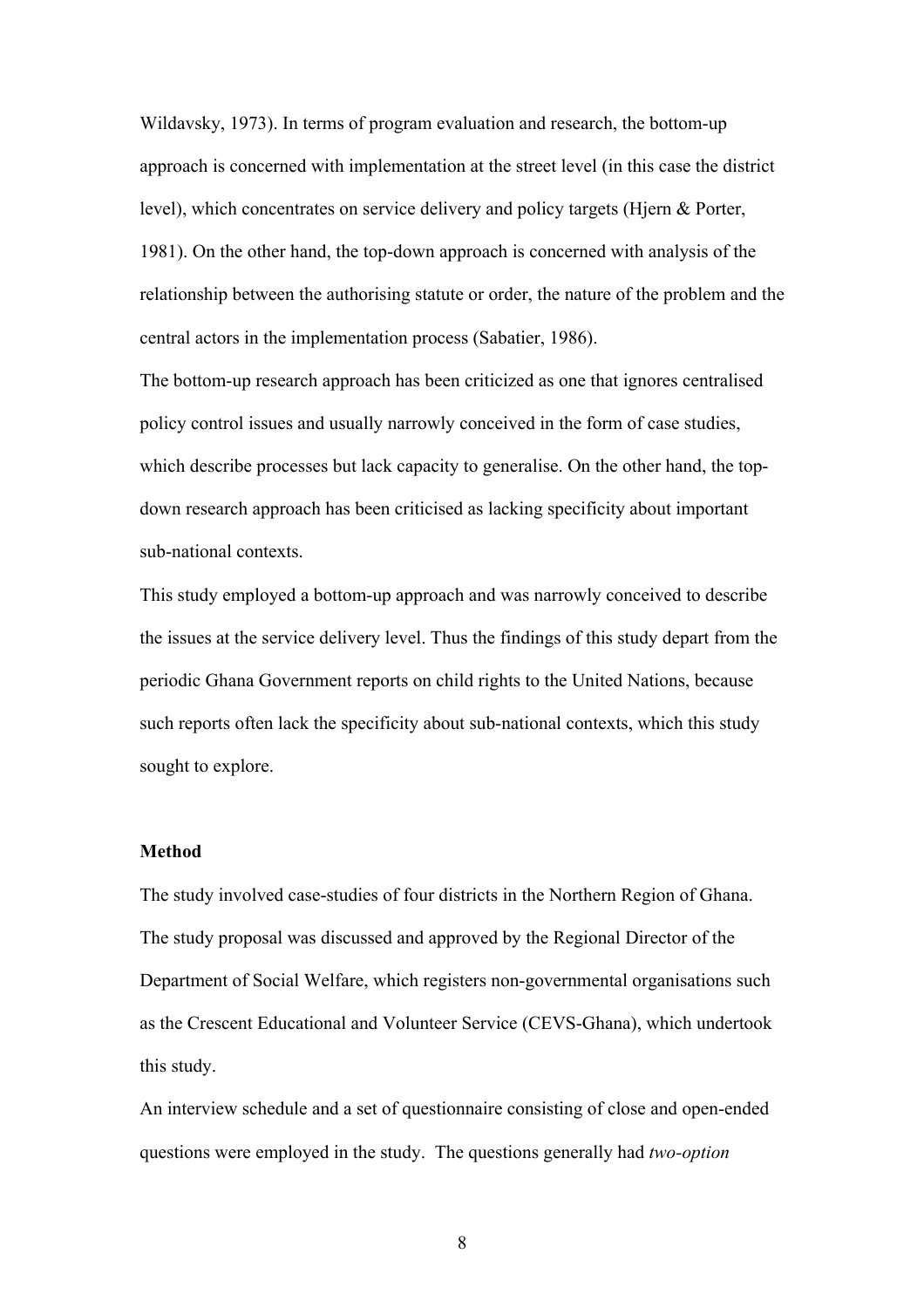Wildavsky, 1973). In terms of program evaluation and research, the bottom-up approach is concerned with implementation at the street level (in this case the district level), which concentrates on service delivery and policy targets (Hjern & Porter, 1981). On the other hand, the top-down approach is concerned with analysis of the relationship between the authorising statute or order, the nature of the problem and the central actors in the implementation process (Sabatier, 1986).

The bottom-up research approach has been criticized as one that ignores centralised policy control issues and usually narrowly conceived in the form of case studies, which describe processes but lack capacity to generalise. On the other hand, the top-down research approach has been criticised as lacking specificity about important sub-national contexts.

This study employed a bottom-up approach and was narrowly conceived to describe the issues at the service delivery level. Thus the findings of this study depart from the periodic Ghana Government reports on child rights to the United Nations, because such reports often lack the specificity about sub-national contexts, which this study sought to explore.

**Method**

The study involved case-studies of four districts in the Northern Region of Ghana. The study proposal was discussed and approved by the Regional Director of the Department of Social Welfare, which registers non-governmental organisations such as the Crescent Educational and Volunteer Service (CEVS-Ghana), which undertook this study.

An interview schedule and a set of questionnaire consisting of close and open-ended questions were employed in the study. The questions generally had *two-option*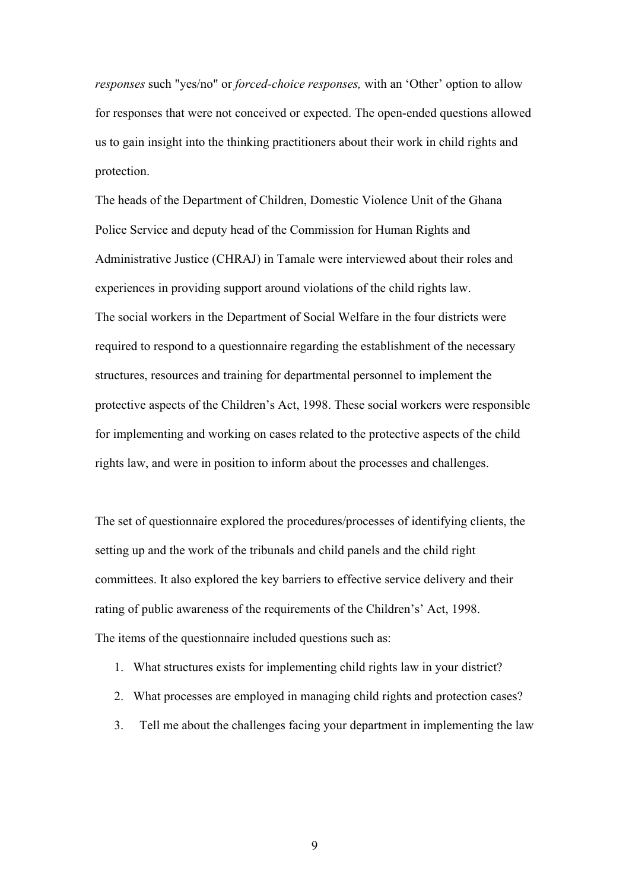*responses* such "yes/no" or *forced-choice responses,* with an 'Other' option to allow for responses that were not conceived or expected. The open-ended questions allowed us to gain insight into the thinking practitioners about their work in child rights and protection.

The heads of the Department of Children, Domestic Violence Unit of the Ghana Police Service and deputy head of the Commission for Human Rights and Administrative Justice (CHRAJ) in Tamale were interviewed about their roles and experiences in providing support around violations of the child rights law.

The social workers in the Department of Social Welfare in the four districts were required to respond to a questionnaire regarding the establishment of the necessary structures, resources and training for departmental personnel to implement the protective aspects of the Children's Act, 1998. These social workers were responsible for implementing and working on cases related to the protective aspects of the child rights law, and were in position to inform about the processes and challenges.

The set of questionnaire explored the procedures/processes of identifying clients, the setting up and the work of the tribunals and child panels and the child right committees. It also explored the key barriers to effective service delivery and their rating of public awareness of the requirements of the Childrens'' Act, 1998.

The items of the questionnaire included questions such as:

1. What structures exists for implementing child rights law in your district?
2. What processes are employed in managing child rights and protection cases?
3. Tell me about the challenges facing your department in implementing the law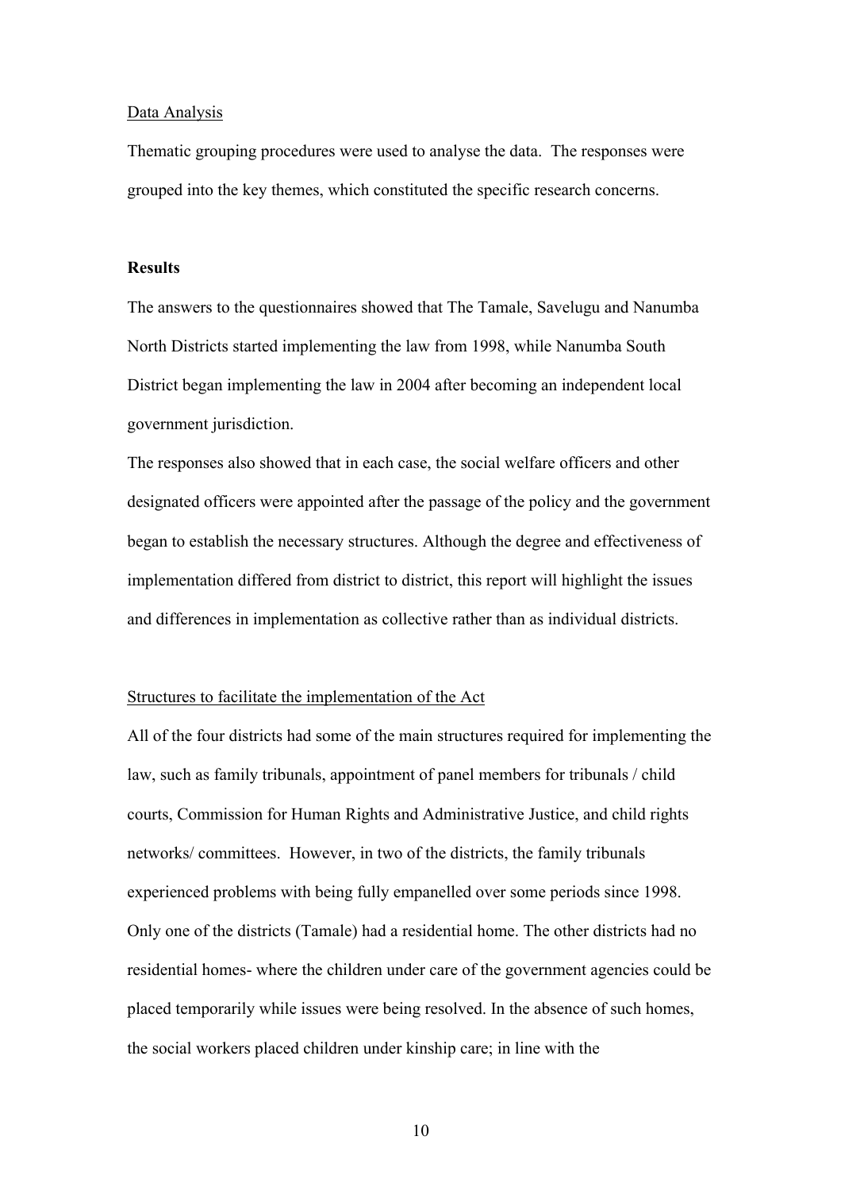Data Analysis

Thematic grouping procedures were used to analyse the data. The responses were grouped into the key themes, which constituted the specific research concerns.

**Results**

The answers to the questionnaires showed that The Tamale, Savelugu and Nanumba North Districts started implementing the law from 1998, while Nanumba South District began implementing the law in 2004 after becoming an independent local government jurisdiction.

The responses also showed that in each case, the social welfare officers and other designated officers were appointed after the passage of the policy and the government began to establish the necessary structures. Although the degree and effectiveness of implementation differed from district to district, this report will highlight the issues and differences in implementation as collective rather than as individual districts.

Structures to facilitate the implementation of the Act

All of the four districts had some of the main structures required for implementing the law, such as family tribunals, appointment of panel members for tribunals / child courts, Commission for Human Rights and Administrative Justice, and child rights networks/ committees. However, in two of the districts, the family tribunals experienced problems with being fully empanelled over some periods since 1998. Only one of the districts (Tamale) had a residential home. The other districts had no residential homes- where the children under care of the government agencies could be placed temporarily while issues were being resolved. In the absence of such homes, the social workers placed children under kinship care; in line with the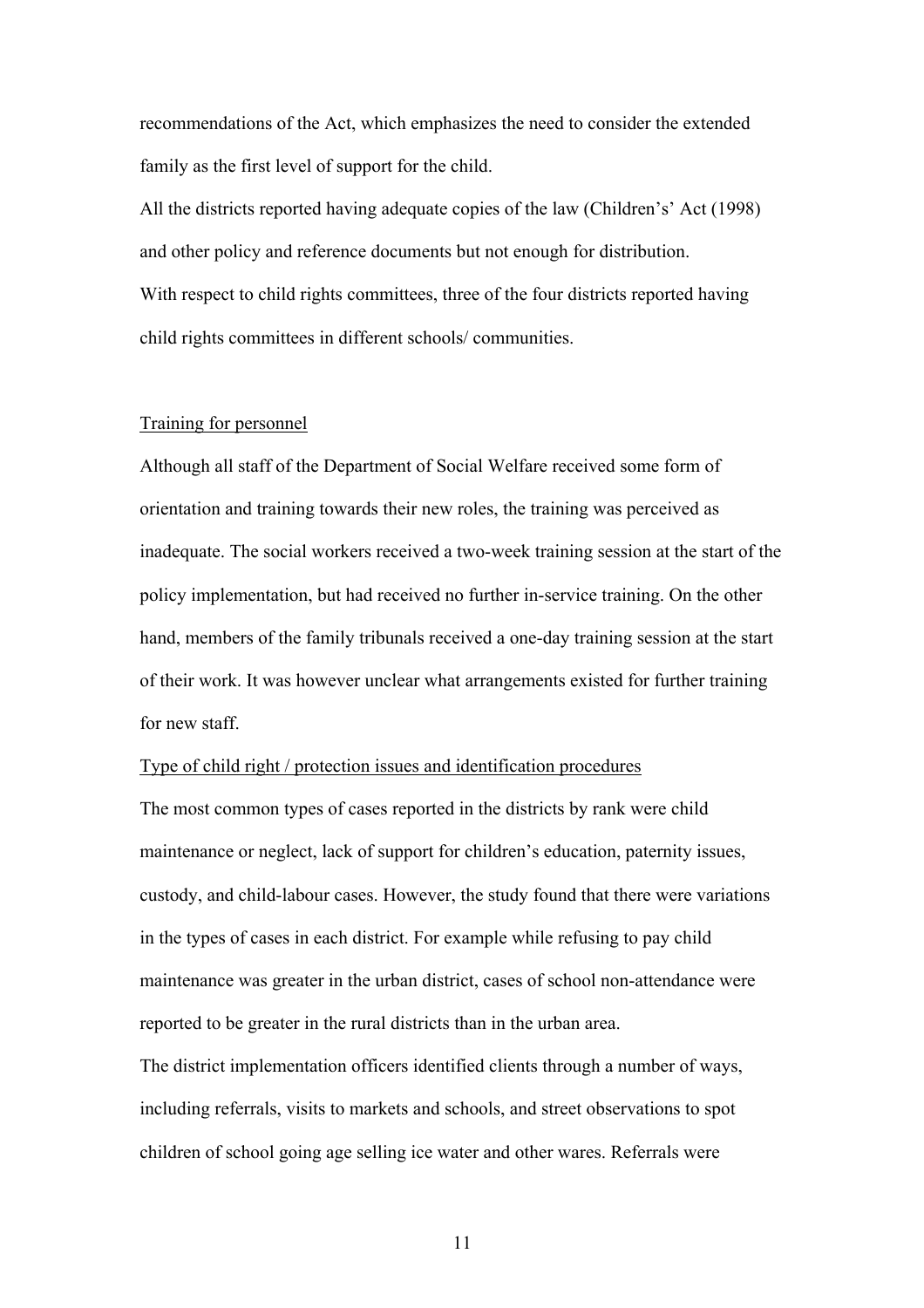recommendations of the Act, which emphasizes the need to consider the extended family as the first level of support for the child.

All the districts reported having adequate copies of the law (Childrens's' Act (1998) and other policy and reference documents but not enough for distribution.

With respect to child rights committees, three of the four districts reported having child rights committees in different schools/ communities.

<u>Training for personnel</u>

Although all staff of the Department of Social Welfare received some form of orientation and training towards their new roles, the training was perceived as inadequate. The social workers received a two-week training session at the start of the policy implementation, but had received no further in-service training. On the other hand, members of the family tribunals received a one-day training session at the start of their work. It was however unclear what arrangements existed for further training for new staff.

<u>Type of child right / protection issues and identification procedures</u>

The most common types of cases reported in the districts by rank were child maintenance or neglect, lack of support for children's education, paternity issues, custody, and child-labour cases. However, the study found that there were variations in the types of cases in each district. For example while refusing to pay child maintenance was greater in the urban district, cases of school non-attendance were reported to be greater in the rural districts than in the urban area.

The district implementation officers identified clients through a number of ways, including referrals, visits to markets and schools, and street observations to spot children of school going age selling ice water and other wares. Referrals were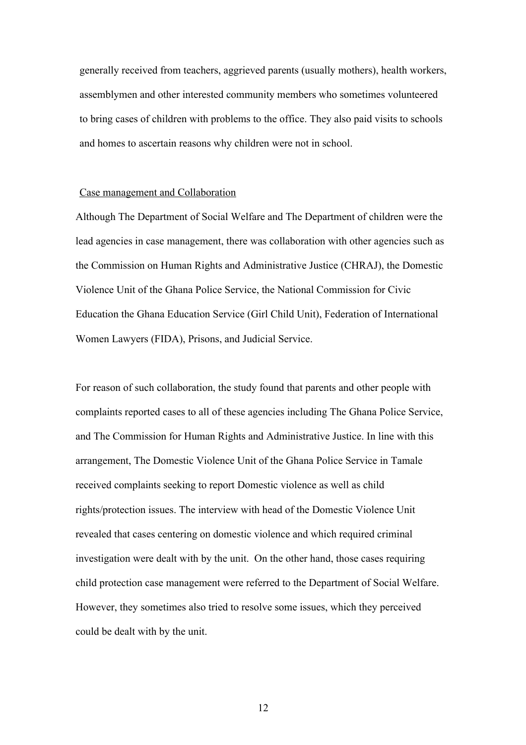generally received from teachers, aggrieved parents (usually mothers), health workers, assemblymen and other interested community members who sometimes volunteered to bring cases of children with problems to the office. They also paid visits to schools and homes to ascertain reasons why children were not in school.

<u>Case management and Collaboration</u>

Although The Department of Social Welfare and The Department of children were the lead agencies in case management, there was collaboration with other agencies such as the Commission on Human Rights and Administrative Justice (CHRAJ), the Domestic Violence Unit of the Ghana Police Service, the National Commission for Civic Education the Ghana Education Service (Girl Child Unit), Federation of International Women Lawyers (FIDA), Prisons, and Judicial Service.

For reason of such collaboration, the study found that parents and other people with complaints reported cases to all of these agencies including The Ghana Police Service, and The Commission for Human Rights and Administrative Justice. In line with this arrangement, The Domestic Violence Unit of the Ghana Police Service in Tamale received complaints seeking to report Domestic violence as well as child rights/protection issues. The interview with head of the Domestic Violence Unit revealed that cases centering on domestic violence and which required criminal investigation were dealt with by the unit. On the other hand, those cases requiring child protection case management were referred to the Department of Social Welfare. However, they sometimes also tried to resolve some issues, which they perceived could be dealt with by the unit.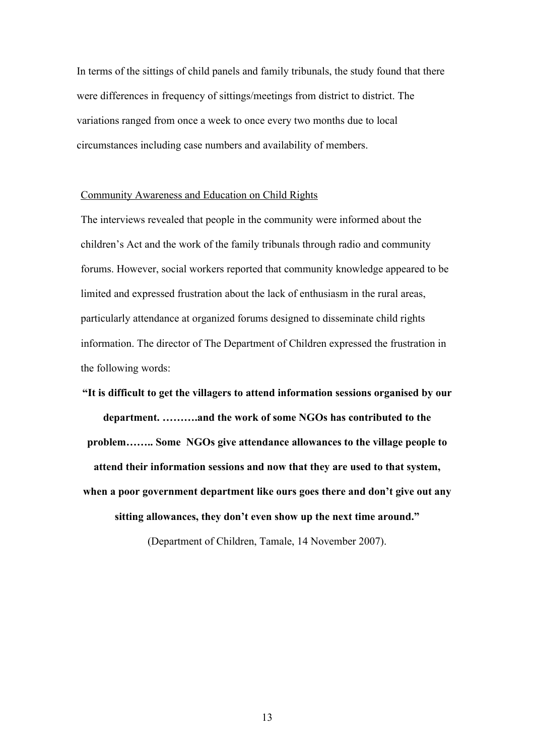In terms of the sittings of child panels and family tribunals, the study found that there were differences in frequency of sittings/meetings from district to district. The variations ranged from once a week to once every two months due to local circumstances including case numbers and availability of members.

Community Awareness and Education on Child Rights

The interviews revealed that people in the community were informed about the children's Act and the work of the family tribunals through radio and community forums. However, social workers reported that community knowledge appeared to be limited and expressed frustration about the lack of enthusiasm in the rural areas, particularly attendance at organized forums designed to disseminate child rights information. The director of The Department of Children expressed the frustration in the following words:

**"It is difficult to get the villagers to attend information sessions organised by our department. ……….and the work of some NGOs has contributed to the problem…….. Some NGOs give attendance allowances to the village people to attend their information sessions and now that they are used to that system, when a poor government department like ours goes there and don't give out any sitting allowances, they don't even show up the next time around."**

(Department of Children, Tamale, 14 November 2007).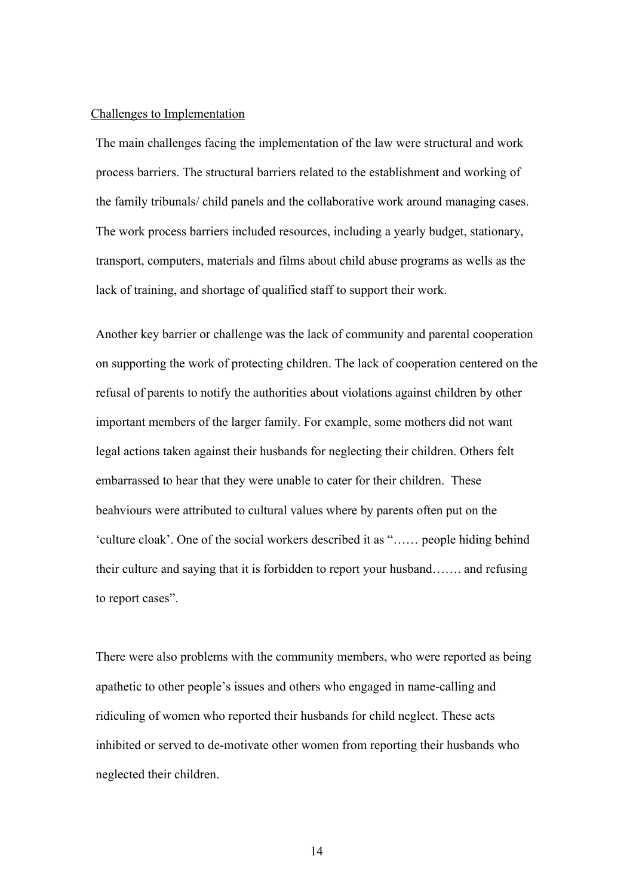Challenges to Implementation

The main challenges facing the implementation of the law were structural and work process barriers. The structural barriers related to the establishment and working of the family tribunals/ child panels and the collaborative work around managing cases. The work process barriers included resources, including a yearly budget, stationary, transport, computers, materials and films about child abuse programs as wells as the lack of training, and shortage of qualified staff to support their work.

Another key barrier or challenge was the lack of community and parental cooperation on supporting the work of protecting children. The lack of cooperation centered on the refusal of parents to notify the authorities about violations against children by other important members of the larger family. For example, some mothers did not want legal actions taken against their husbands for neglecting their children. Others felt embarrassed to hear that they were unable to cater for their children. These beahviours were attributed to cultural values where by parents often put on the 'culture cloak'. One of the social workers described it as "…… people hiding behind their culture and saying that it is forbidden to report your husband……. and refusing to report cases".

There were also problems with the community members, who were reported as being apathetic to other people's issues and others who engaged in name-calling and ridiculing of women who reported their husbands for child neglect. These acts inhibited or served to de-motivate other women from reporting their husbands who neglected their children.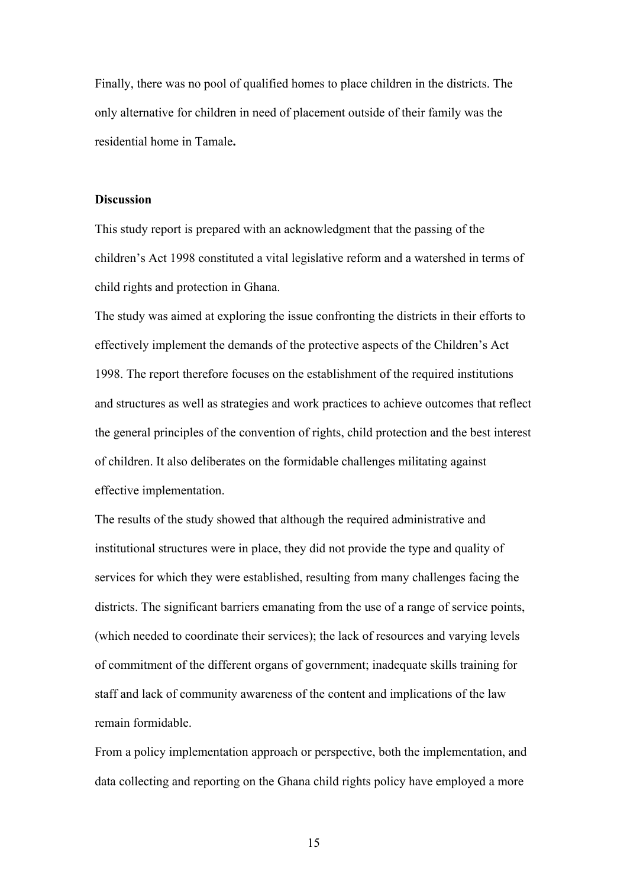Finally, there was no pool of qualified homes to place children in the districts. The only alternative for children in need of placement outside of their family was the residential home in Tamale**.**

**Discussion**

This study report is prepared with an acknowledgment that the passing of the children's Act 1998 constituted a vital legislative reform and a watershed in terms of child rights and protection in Ghana.

The study was aimed at exploring the issue confronting the districts in their efforts to effectively implement the demands of the protective aspects of the Children's Act 1998. The report therefore focuses on the establishment of the required institutions and structures as well as strategies and work practices to achieve outcomes that reflect the general principles of the convention of rights, child protection and the best interest of children. It also deliberates on the formidable challenges militating against effective implementation.

The results of the study showed that although the required administrative and institutional structures were in place, they did not provide the type and quality of services for which they were established, resulting from many challenges facing the districts. The significant barriers emanating from the use of a range of service points, (which needed to coordinate their services); the lack of resources and varying levels of commitment of the different organs of government; inadequate skills training for staff and lack of community awareness of the content and implications of the law remain formidable.

From a policy implementation approach or perspective, both the implementation, and data collecting and reporting on the Ghana child rights policy have employed a more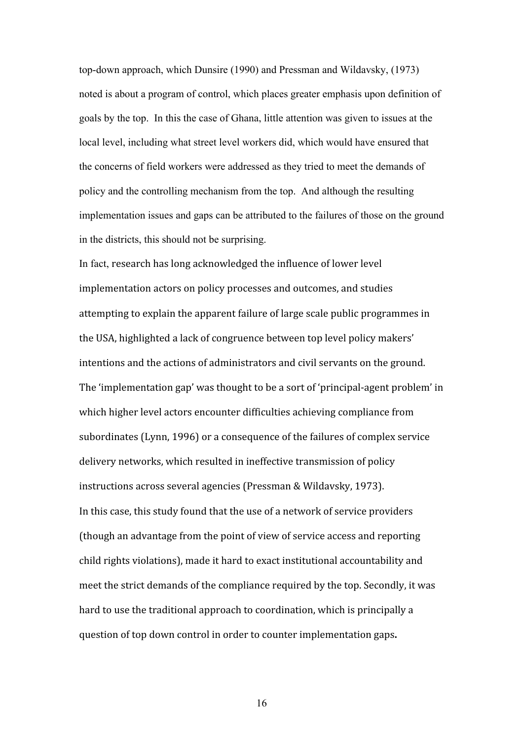top-down approach, which Dunsire (1990) and Pressman and Wildavsky, (1973) noted is about a program of control, which places greater emphasis upon definition of goals by the top. In this the case of Ghana, little attention was given to issues at the local level, including what street level workers did, which would have ensured that the concerns of field workers were addressed as they tried to meet the demands of policy and the controlling mechanism from the top. And although the resulting implementation issues and gaps can be attributed to the failures of those on the ground in the districts, this should not be surprising.

In fact, research has long acknowledged the influence of lower level implementation actors on policy processes and outcomes, and studies attempting to explain the apparent failure of large scale public programmes in the USA, highlighted a lack of congruence between top level policy makers' intentions and the actions of administrators and civil servants on the ground. The 'implementation gap' was thought to be a sort of 'principal-agent problem' in which higher level actors encounter difficulties achieving compliance from subordinates (Lynn, 1996) or a consequence of the failures of complex service delivery networks, which resulted in ineffective transmission of policy instructions across several agencies (Pressman & Wildavsky, 1973).

In this case, this study found that the use of a network of service providers (though an advantage from the point of view of service access and reporting child rights violations), made it hard to exact institutional accountability and meet the strict demands of the compliance required by the top. Secondly, it was hard to use the traditional approach to coordination, which is principally a question of top down control in order to counter implementation gaps**.**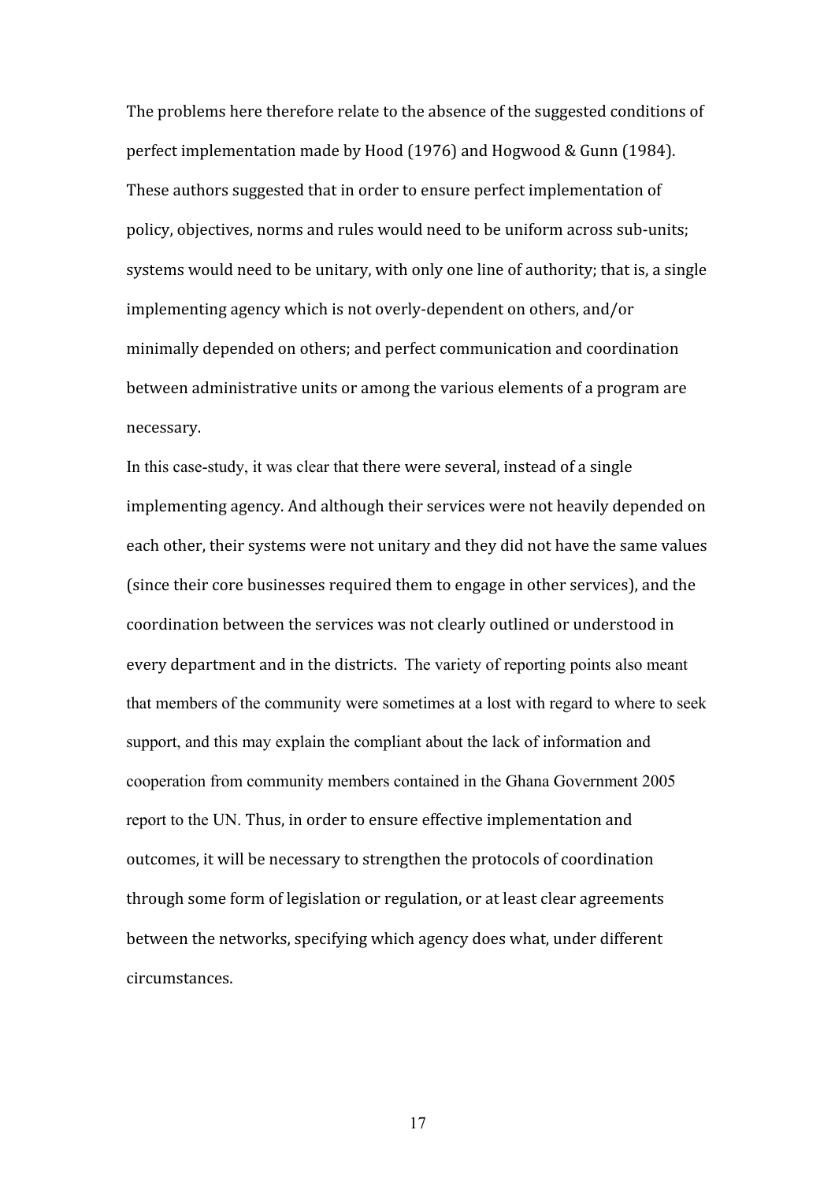The problems here therefore relate to the absence of the suggested conditions of perfect implementation made by Hood (1976) and Hogwood & Gunn (1984). These authors suggested that in order to ensure perfect implementation of policy, objectives, norms and rules would need to be uniform across sub-units; systems would need to be unitary, with only one line of authority; that is, a single implementing agency which is not overly-dependent on others, and/or minimally depended on others; and perfect communication and coordination between administrative units or among the various elements of a program are necessary.

In this case-study, it was clear that there were several, instead of a single implementing agency. And although their services were not heavily depended on each other, their systems were not unitary and they did not have the same values (since their core businesses required them to engage in other services), and the coordination between the services was not clearly outlined or understood in every department and in the districts. The variety of reporting points also meant that members of the community were sometimes at a lost with regard to where to seek support, and this may explain the compliant about the lack of information and cooperation from community members contained in the Ghana Government 2005 report to the UN. Thus, in order to ensure effective implementation and outcomes, it will be necessary to strengthen the protocols of coordination through some form of legislation or regulation, or at least clear agreements between the networks, specifying which agency does what, under different circumstances.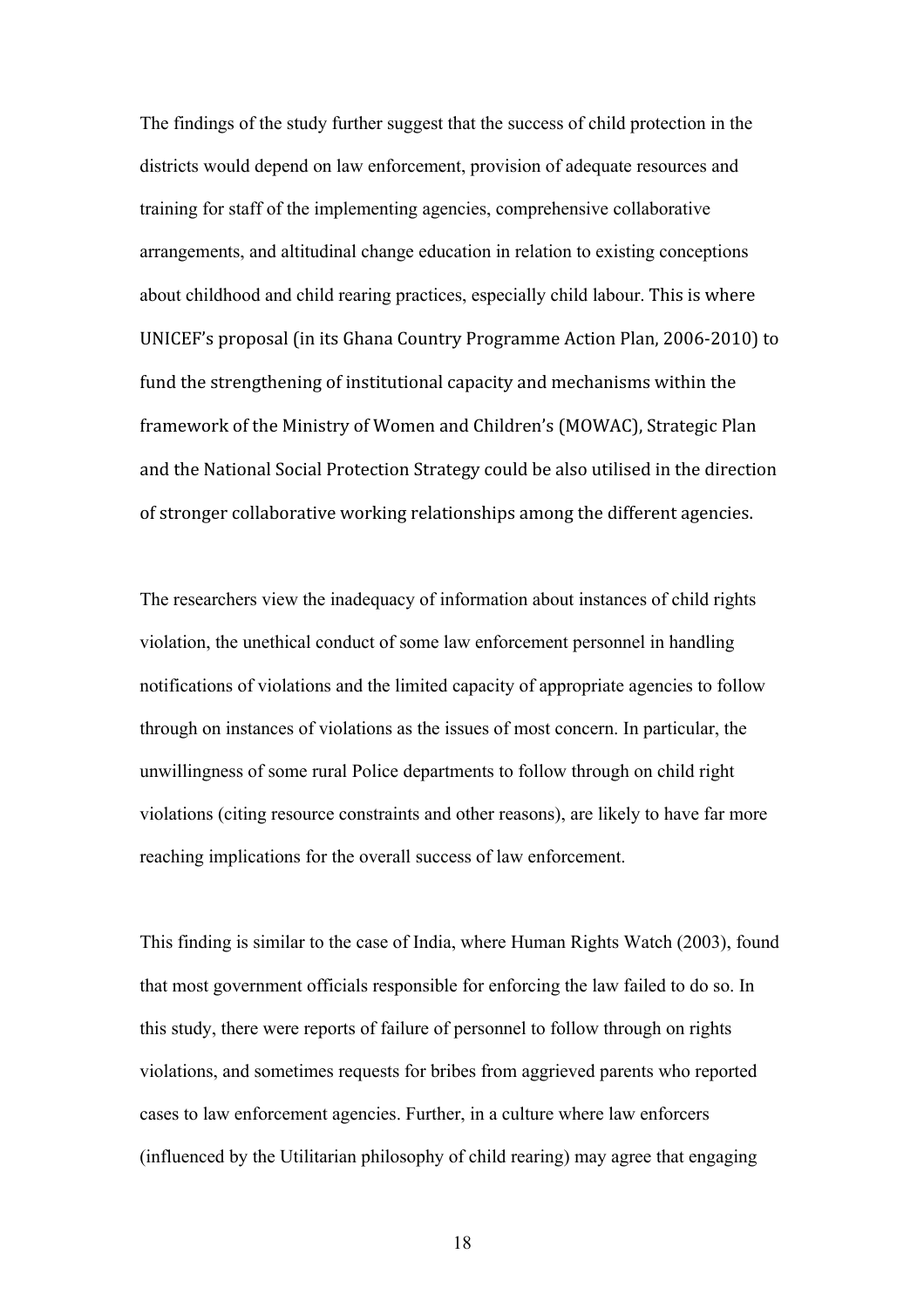The findings of the study further suggest that the success of child protection in the districts would depend on law enforcement, provision of adequate resources and training for staff of the implementing agencies, comprehensive collaborative arrangements, and altitudinal change education in relation to existing conceptions about childhood and child rearing practices, especially child labour. This is where UNICEF's proposal (in its Ghana Country Programme Action Plan, 2006-2010) to fund the strengthening of institutional capacity and mechanisms within the framework of the Ministry of Women and Children's (MOWAC), Strategic Plan and the National Social Protection Strategy could be also utilised in the direction of stronger collaborative working relationships among the different agencies.

The researchers view the inadequacy of information about instances of child rights violation, the unethical conduct of some law enforcement personnel in handling notifications of violations and the limited capacity of appropriate agencies to follow through on instances of violations as the issues of most concern. In particular, the unwillingness of some rural Police departments to follow through on child right violations (citing resource constraints and other reasons), are likely to have far more reaching implications for the overall success of law enforcement.

This finding is similar to the case of India, where Human Rights Watch (2003), found that most government officials responsible for enforcing the law failed to do so. In this study, there were reports of failure of personnel to follow through on rights violations, and sometimes requests for bribes from aggrieved parents who reported cases to law enforcement agencies. Further, in a culture where law enforcers (influenced by the Utilitarian philosophy of child rearing) may agree that engaging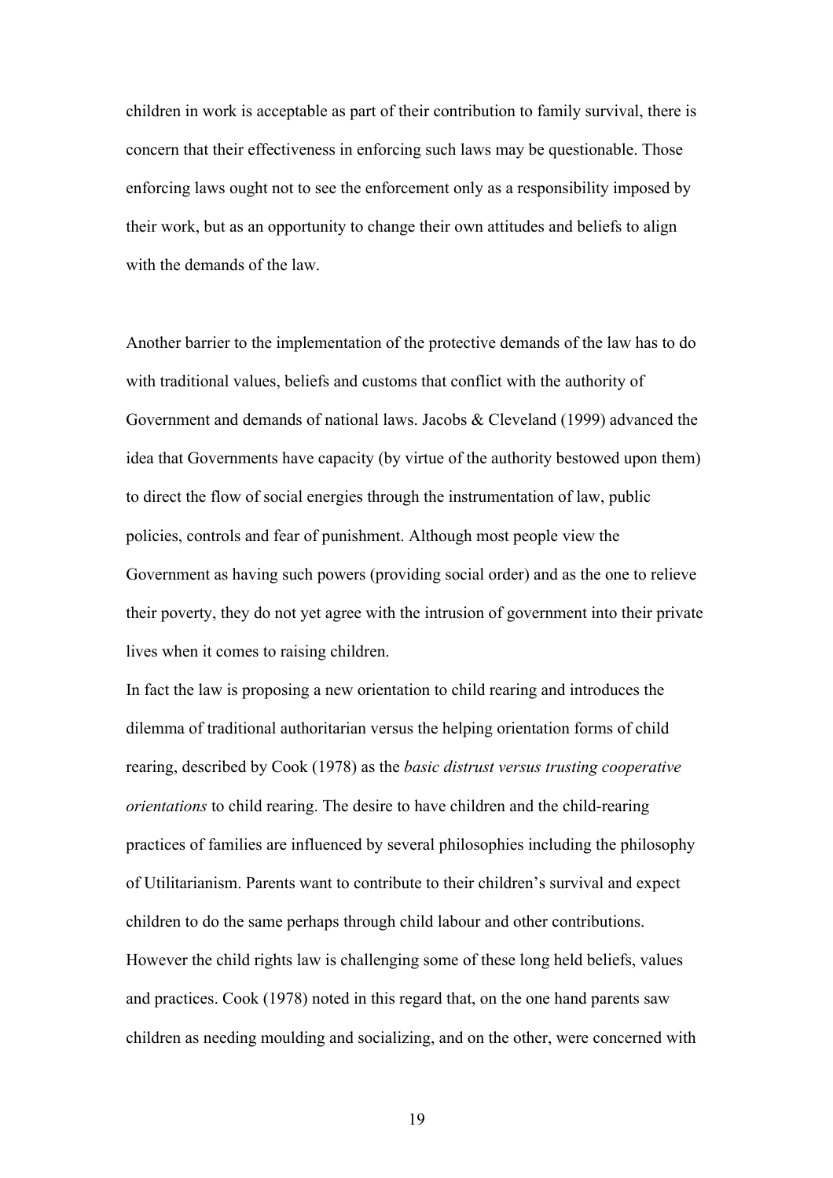children in work is acceptable as part of their contribution to family survival, there is concern that their effectiveness in enforcing such laws may be questionable. Those enforcing laws ought not to see the enforcement only as a responsibility imposed by their work, but as an opportunity to change their own attitudes and beliefs to align with the demands of the law.

Another barrier to the implementation of the protective demands of the law has to do with traditional values, beliefs and customs that conflict with the authority of Government and demands of national laws. Jacobs & Cleveland (1999) advanced the idea that Governments have capacity (by virtue of the authority bestowed upon them) to direct the flow of social energies through the instrumentation of law, public policies, controls and fear of punishment. Although most people view the Government as having such powers (providing social order) and as the one to relieve their poverty, they do not yet agree with the intrusion of government into their private lives when it comes to raising children.

In fact the law is proposing a new orientation to child rearing and introduces the dilemma of traditional authoritarian versus the helping orientation forms of child rearing, described by Cook (1978) as the *basic distrust versus trusting cooperative orientations* to child rearing. The desire to have children and the child-rearing practices of families are influenced by several philosophies including the philosophy of Utilitarianism. Parents want to contribute to their children's survival and expect children to do the same perhaps through child labour and other contributions. However the child rights law is challenging some of these long held beliefs, values and practices. Cook (1978) noted in this regard that, on the one hand parents saw children as needing moulding and socializing, and on the other, were concerned with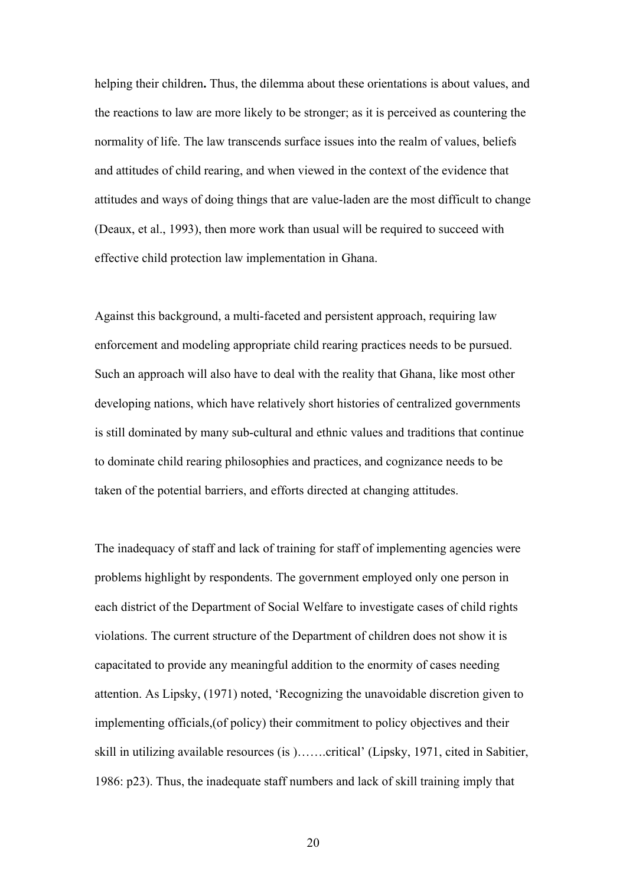helping their children**.** Thus, the dilemma about these orientations is about values, and the reactions to law are more likely to be stronger; as it is perceived as countering the normality of life. The law transcends surface issues into the realm of values, beliefs and attitudes of child rearing, and when viewed in the context of the evidence that attitudes and ways of doing things that are value-laden are the most difficult to change (Deaux, et al., 1993), then more work than usual will be required to succeed with effective child protection law implementation in Ghana.

Against this background, a multi-faceted and persistent approach, requiring law enforcement and modeling appropriate child rearing practices needs to be pursued. Such an approach will also have to deal with the reality that Ghana, like most other developing nations, which have relatively short histories of centralized governments is still dominated by many sub-cultural and ethnic values and traditions that continue to dominate child rearing philosophies and practices, and cognizance needs to be taken of the potential barriers, and efforts directed at changing attitudes.

The inadequacy of staff and lack of training for staff of implementing agencies were problems highlight by respondents. The government employed only one person in each district of the Department of Social Welfare to investigate cases of child rights violations. The current structure of the Department of children does not show it is capacitated to provide any meaningful addition to the enormity of cases needing attention. As Lipsky, (1971) noted, 'Recognizing the unavoidable discretion given to implementing officials,(of policy) their commitment to policy objectives and their skill in utilizing available resources (is )…….critical' (Lipsky, 1971, cited in Sabitier, 1986: p23). Thus, the inadequate staff numbers and lack of skill training imply that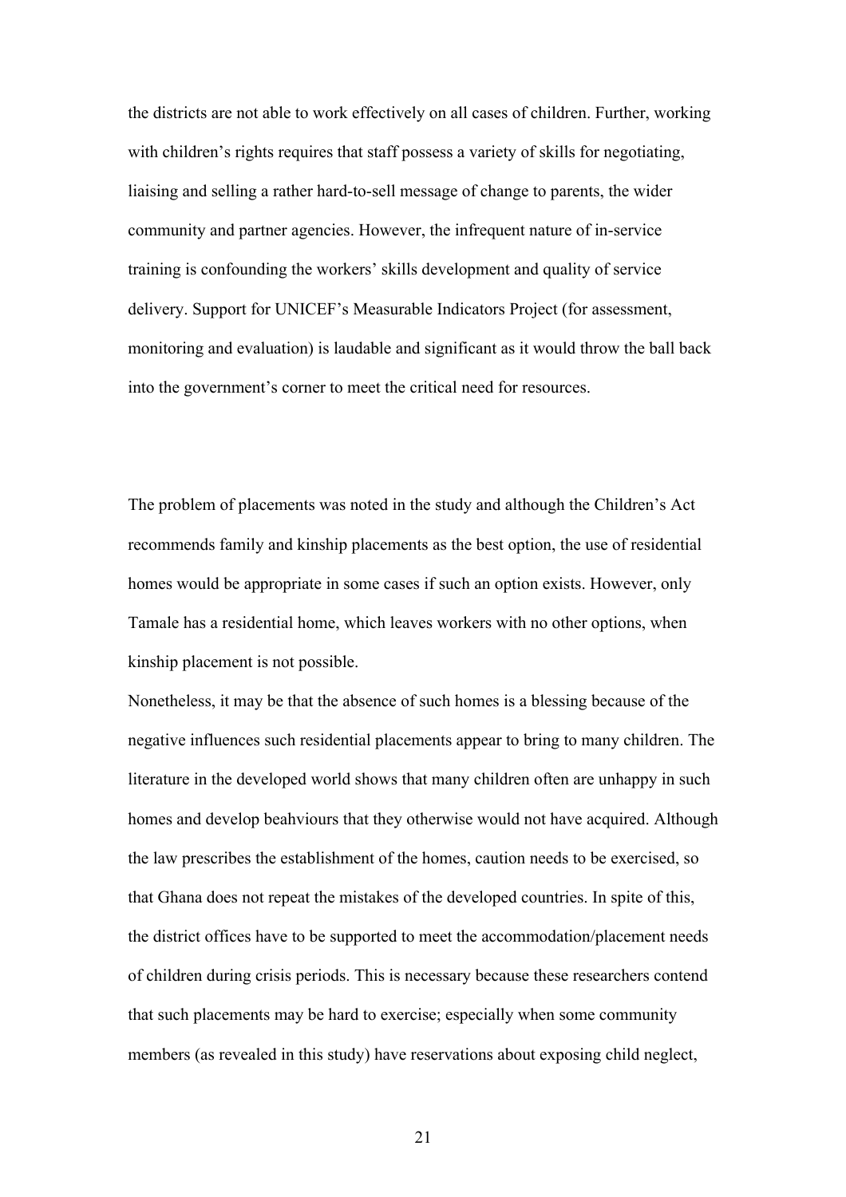the districts are not able to work effectively on all cases of children. Further, working with children's rights requires that staff possess a variety of skills for negotiating, liaising and selling a rather hard-to-sell message of change to parents, the wider community and partner agencies. However, the infrequent nature of in-service training is confounding the workers' skills development and quality of service delivery. Support for UNICEF's Measurable Indicators Project (for assessment, monitoring and evaluation) is laudable and significant as it would throw the ball back into the government's corner to meet the critical need for resources.

The problem of placements was noted in the study and although the Children's Act recommends family and kinship placements as the best option, the use of residential homes would be appropriate in some cases if such an option exists. However, only Tamale has a residential home, which leaves workers with no other options, when kinship placement is not possible.

Nonetheless, it may be that the absence of such homes is a blessing because of the negative influences such residential placements appear to bring to many children. The literature in the developed world shows that many children often are unhappy in such homes and develop beahviours that they otherwise would not have acquired. Although the law prescribes the establishment of the homes, caution needs to be exercised, so that Ghana does not repeat the mistakes of the developed countries. In spite of this, the district offices have to be supported to meet the accommodation/placement needs of children during crisis periods. This is necessary because these researchers contend that such placements may be hard to exercise; especially when some community members (as revealed in this study) have reservations about exposing child neglect,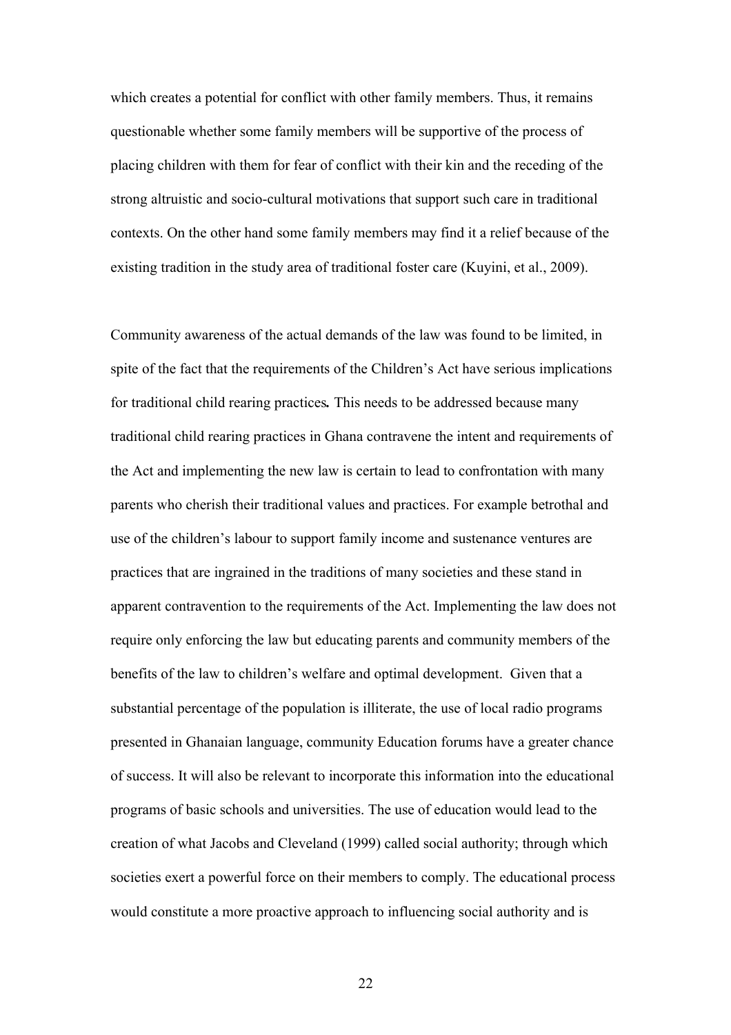which creates a potential for conflict with other family members. Thus, it remains questionable whether some family members will be supportive of the process of placing children with them for fear of conflict with their kin and the receding of the strong altruistic and socio-cultural motivations that support such care in traditional contexts. On the other hand some family members may find it a relief because of the existing tradition in the study area of traditional foster care (Kuyini, et al., 2009).

Community awareness of the actual demands of the law was found to be limited, in spite of the fact that the requirements of the Children's Act have serious implications for traditional child rearing practices**.** This needs to be addressed because many traditional child rearing practices in Ghana contravene the intent and requirements of the Act and implementing the new law is certain to lead to confrontation with many parents who cherish their traditional values and practices. For example betrothal and use of the children's labour to support family income and sustenance ventures are practices that are ingrained in the traditions of many societies and these stand in apparent contravention to the requirements of the Act. Implementing the law does not require only enforcing the law but educating parents and community members of the benefits of the law to children's welfare and optimal development. Given that a substantial percentage of the population is illiterate, the use of local radio programs presented in Ghanaian language, community Education forums have a greater chance of success. It will also be relevant to incorporate this information into the educational programs of basic schools and universities. The use of education would lead to the creation of what Jacobs and Cleveland (1999) called social authority; through which societies exert a powerful force on their members to comply. The educational process would constitute a more proactive approach to influencing social authority and is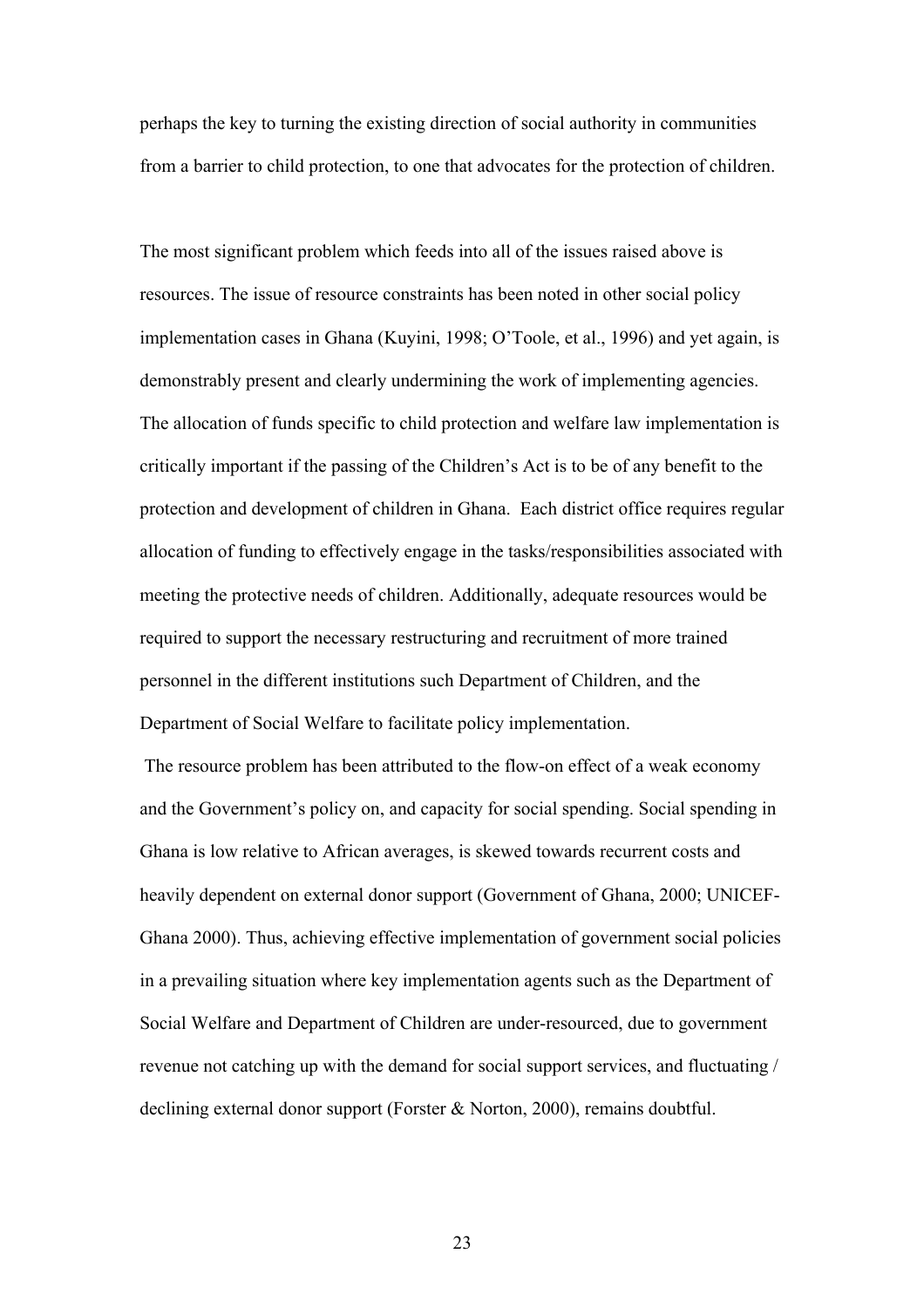perhaps the key to turning the existing direction of social authority in communities from a barrier to child protection, to one that advocates for the protection of children.

The most significant problem which feeds into all of the issues raised above is resources. The issue of resource constraints has been noted in other social policy implementation cases in Ghana (Kuyini, 1998; O'Toole, et al., 1996) and yet again, is demonstrably present and clearly undermining the work of implementing agencies. The allocation of funds specific to child protection and welfare law implementation is critically important if the passing of the Children's Act is to be of any benefit to the protection and development of children in Ghana. Each district office requires regular allocation of funding to effectively engage in the tasks/responsibilities associated with meeting the protective needs of children. Additionally, adequate resources would be required to support the necessary restructuring and recruitment of more trained personnel in the different institutions such Department of Children, and the Department of Social Welfare to facilitate policy implementation.

The resource problem has been attributed to the flow-on effect of a weak economy and the Government's policy on, and capacity for social spending. Social spending in Ghana is low relative to African averages, is skewed towards recurrent costs and heavily dependent on external donor support (Government of Ghana, 2000; UNICEF-Ghana 2000). Thus, achieving effective implementation of government social policies in a prevailing situation where key implementation agents such as the Department of Social Welfare and Department of Children are under-resourced, due to government revenue not catching up with the demand for social support services, and fluctuating / declining external donor support (Forster & Norton, 2000), remains doubtful.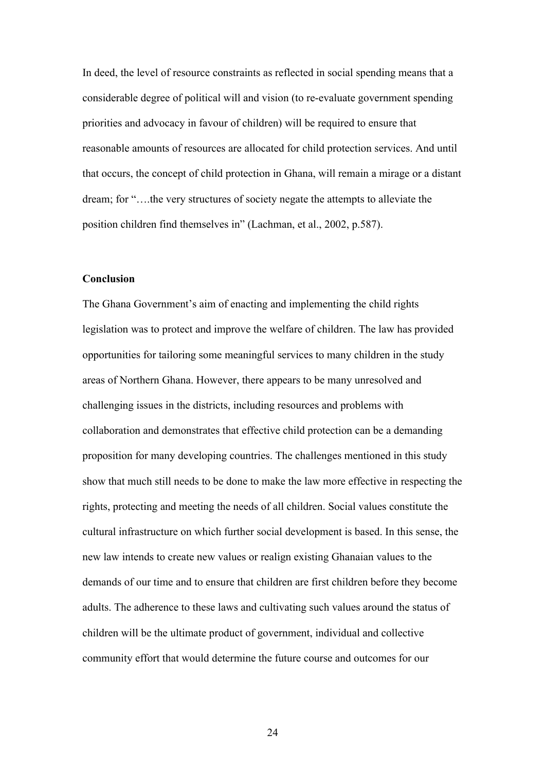In deed, the level of resource constraints as reflected in social spending means that a considerable degree of political will and vision (to re-evaluate government spending priorities and advocacy in favour of children) will be required to ensure that reasonable amounts of resources are allocated for child protection services. And until that occurs, the concept of child protection in Ghana, will remain a mirage or a distant dream; for "….the very structures of society negate the attempts to alleviate the position children find themselves in" (Lachman, et al., 2002, p.587).

**Conclusion**

The Ghana Government's aim of enacting and implementing the child rights legislation was to protect and improve the welfare of children. The law has provided opportunities for tailoring some meaningful services to many children in the study areas of Northern Ghana. However, there appears to be many unresolved and challenging issues in the districts, including resources and problems with collaboration and demonstrates that effective child protection can be a demanding proposition for many developing countries. The challenges mentioned in this study show that much still needs to be done to make the law more effective in respecting the rights, protecting and meeting the needs of all children. Social values constitute the cultural infrastructure on which further social development is based. In this sense, the new law intends to create new values or realign existing Ghanaian values to the demands of our time and to ensure that children are first children before they become adults. The adherence to these laws and cultivating such values around the status of children will be the ultimate product of government, individual and collective community effort that would determine the future course and outcomes for our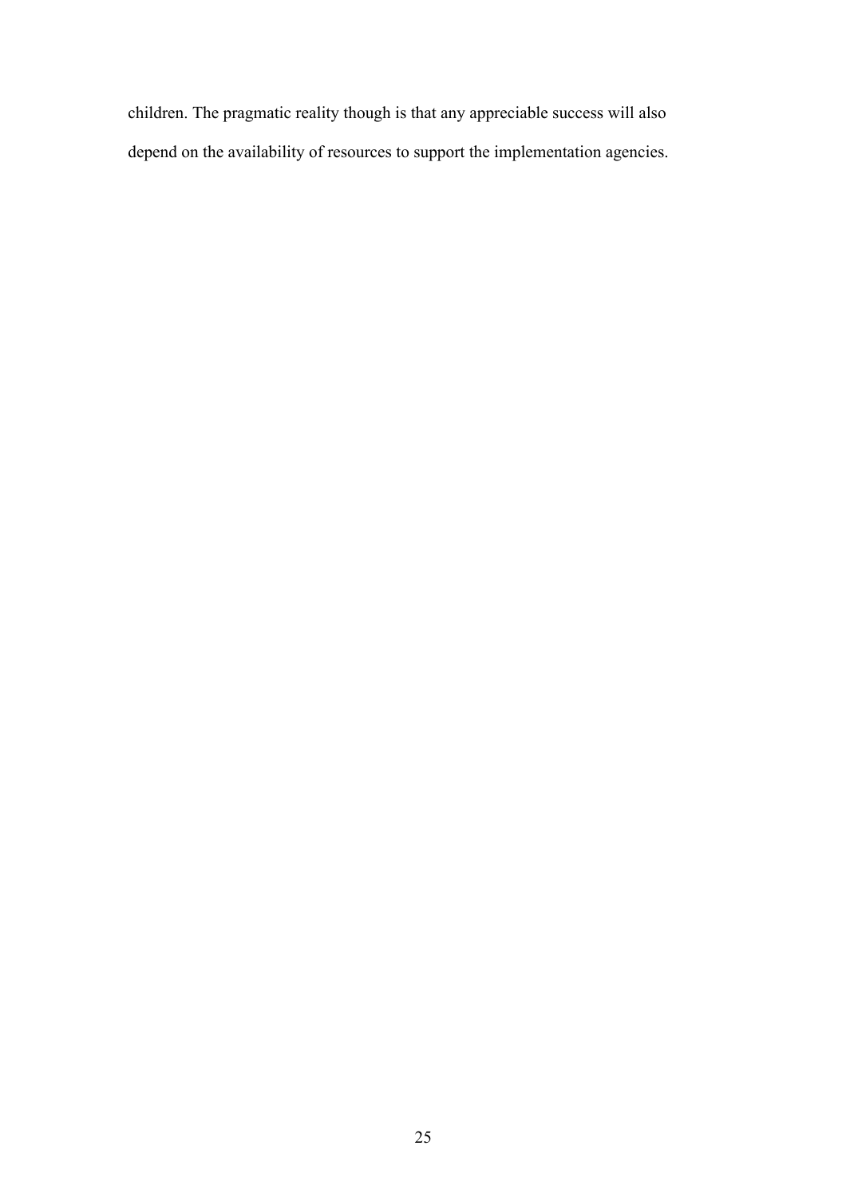children. The pragmatic reality though is that any appreciable success will also depend on the availability of resources to support the implementation agencies.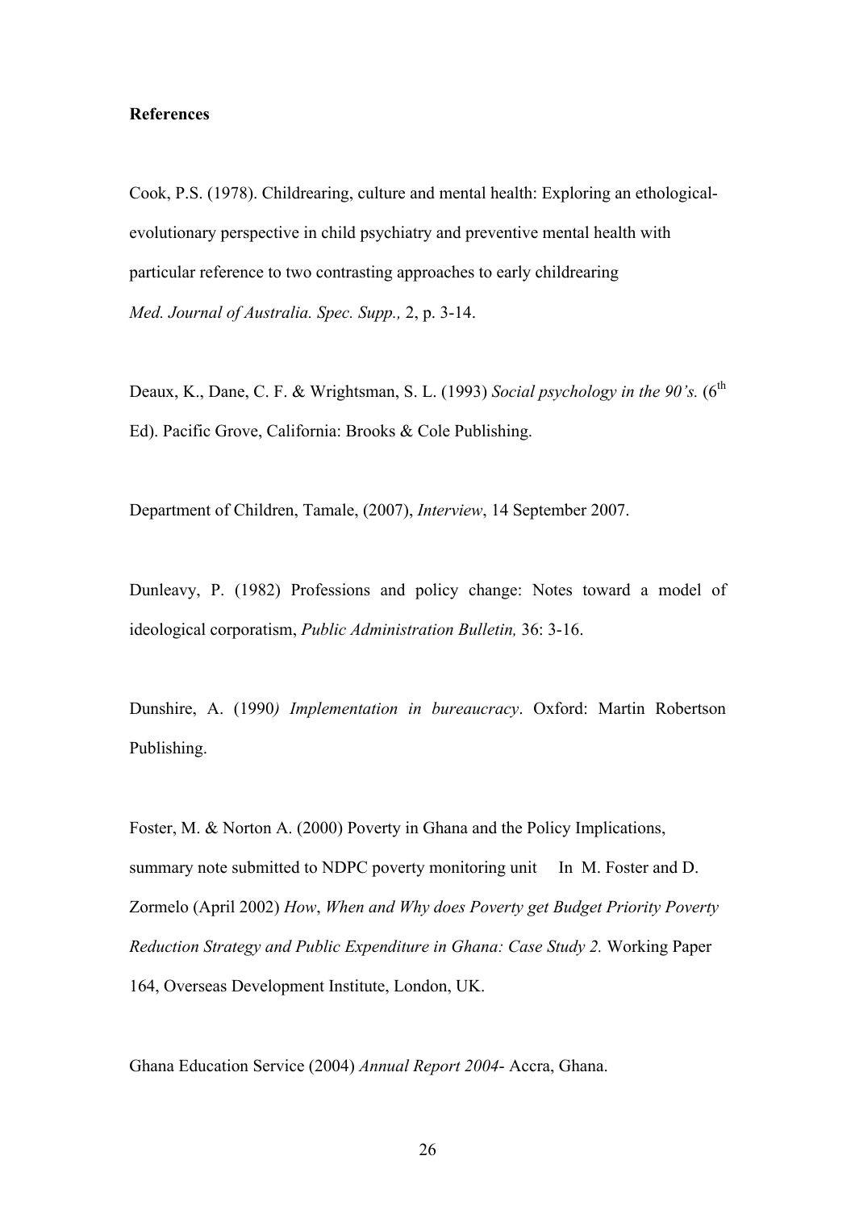**References**

Cook, P.S. (1978). Childrearing, culture and mental health: Exploring an ethological-evolutionary perspective in child psychiatry and preventive mental health with particular reference to two contrasting approaches to early childrearing *Med. Journal of Australia. Spec. Supp.,* 2, p. 3-14.

Deaux, K., Dane, C. F. & Wrightsman, S. L. (1993) *Social psychology in the 90's.* (6th Ed). Pacific Grove, California: Brooks & Cole Publishing.

Department of Children, Tamale, (2007), *Interview*, 14 September 2007.

Dunleavy, P. (1982) Professions and policy change: Notes toward a model of ideological corporatism, *Public Administration Bulletin,* 36: 3-16.

Dunshire, A. (1990*) Implementation in bureaucracy*. Oxford: Martin Robertson Publishing.

Foster, M. & Norton A. (2000) Poverty in Ghana and the Policy Implications, summary note submitted to NDPC poverty monitoring unit In M. Foster and D. Zormelo (April 2002) *How*, *When and Why does Poverty get Budget Priority Poverty Reduction Strategy and Public Expenditure in Ghana: Case Study 2.* Working Paper 164, Overseas Development Institute, London, UK.

Ghana Education Service (2004) *Annual Report 2004*- Accra, Ghana.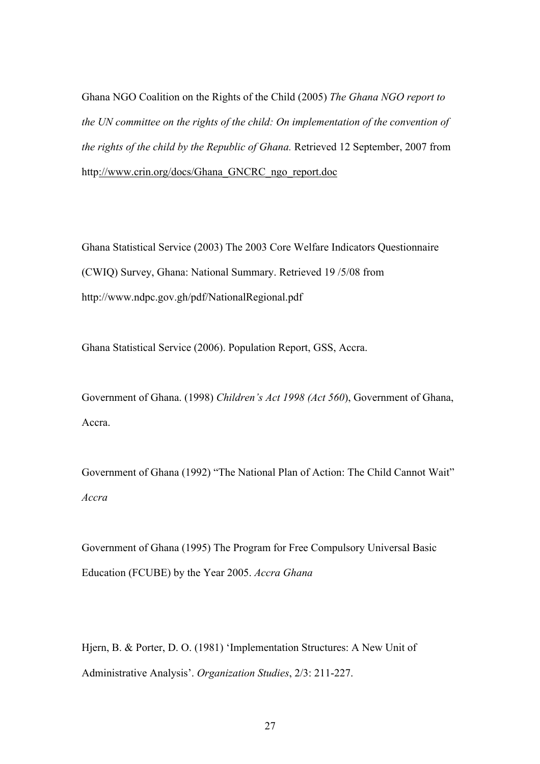Ghana NGO Coalition on the Rights of the Child (2005) *The Ghana NGO report to the UN committee on the rights of the child: On implementation of the convention of the rights of the child by the Republic of Ghana.* Retrieved 12 September, 2007 from http://www.crin.org/docs/Ghana_GNCRC_ngo_report.doc

Ghana Statistical Service (2003) The 2003 Core Welfare Indicators Questionnaire (CWIQ) Survey, Ghana: National Summary. Retrieved 19 /5/08 from http://www.ndpc.gov.gh/pdf/NationalRegional.pdf

Ghana Statistical Service (2006). Population Report, GSS, Accra.

Government of Ghana. (1998) *Children's Act 1998 (Act 560)*, Government of Ghana, Accra.

Government of Ghana (1992) "The National Plan of Action: The Child Cannot Wait" *Accra*

Government of Ghana (1995) The Program for Free Compulsory Universal Basic Education (FCUBE) by the Year 2005. *Accra Ghana*

Hjern, B. & Porter, D. O. (1981) 'Implementation Structures: A New Unit of Administrative Analysis'. *Organization Studies*, 2/3: 211-227.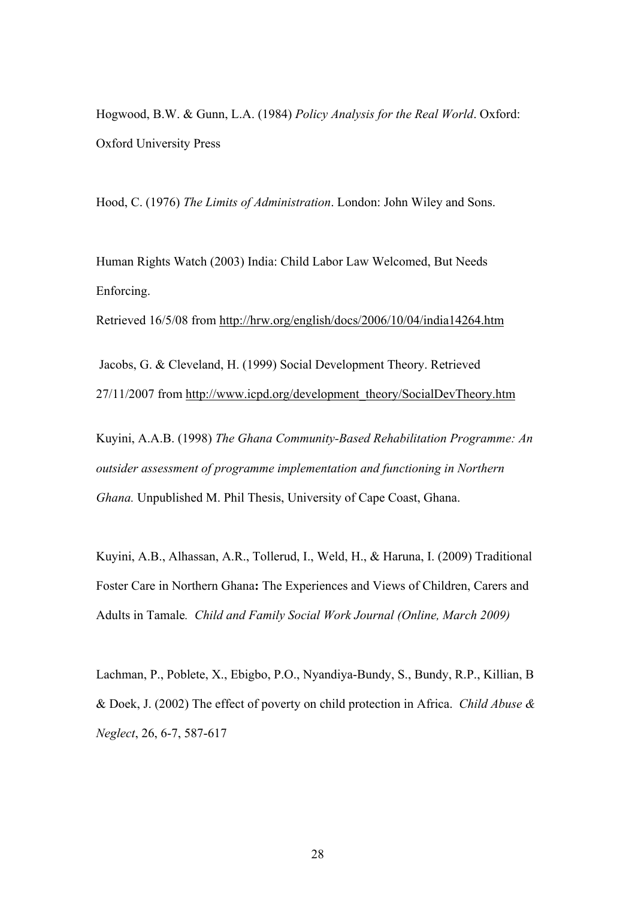Hogwood, B.W. & Gunn, L.A. (1984) *Policy Analysis for the Real World*. Oxford: Oxford University Press

Hood, C. (1976) *The Limits of Administration*. London: John Wiley and Sons.

Human Rights Watch (2003) India: Child Labor Law Welcomed, But Needs Enforcing.
Retrieved 16/5/08 from http://hrw.org/english/docs/2006/10/04/india14264.htm

Jacobs, G. & Cleveland, H. (1999) Social Development Theory. Retrieved 27/11/2007 from http://www.icpd.org/development_theory/SocialDevTheory.htm

Kuyini, A.A.B. (1998) *The Ghana Community-Based Rehabilitation Programme: An outsider assessment of programme implementation and functioning in Northern Ghana.* Unpublished M. Phil Thesis, University of Cape Coast, Ghana.

Kuyini, A.B., Alhassan, A.R., Tollerud, I., Weld, H., & Haruna, I. (2009) Traditional Foster Care in Northern Ghana**:** The Experiences and Views of Children, Carers and Adults in Tamale*. Child and Family Social Work Journal (Online, March 2009)*

Lachman, P., Poblete, X., Ebigbo, P.O., Nyandiya-Bundy, S., Bundy, R.P., Killian, B & Doek, J. (2002) The effect of poverty on child protection in Africa. *Child Abuse & Neglect*, 26, 6-7, 587-617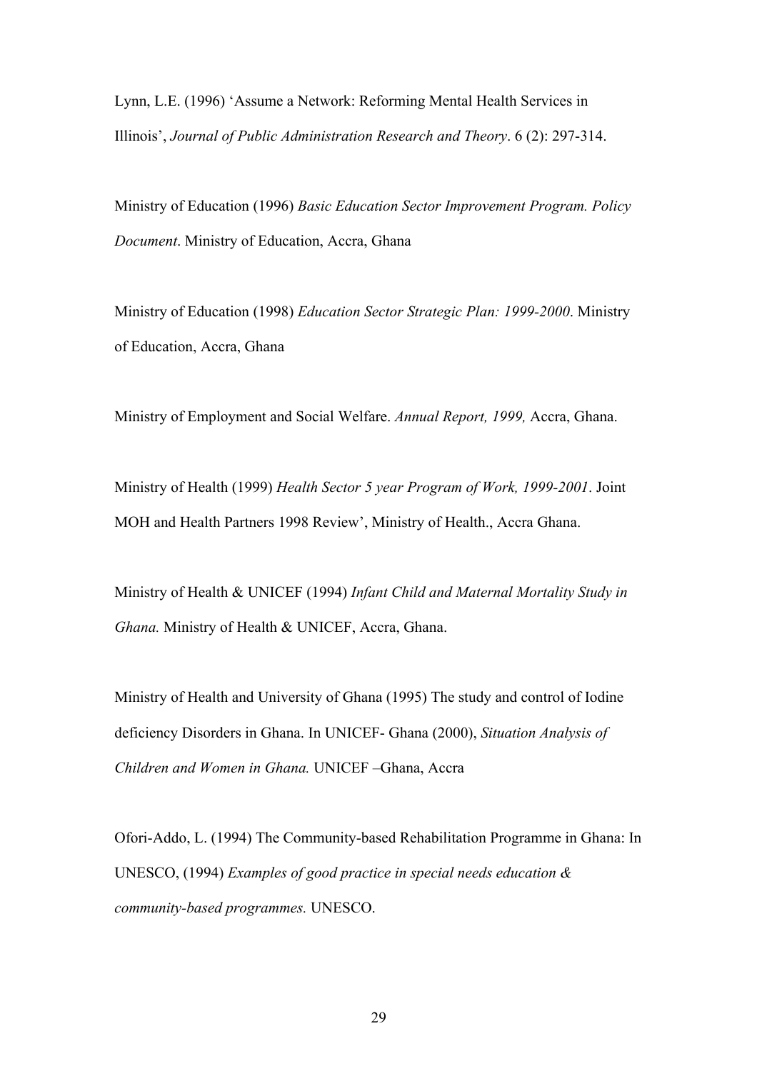Lynn, L.E. (1996) 'Assume a Network: Reforming Mental Health Services in Illinois', *Journal of Public Administration Research and Theory*. 6 (2): 297-314.

Ministry of Education (1996) *Basic Education Sector Improvement Program. Policy Document*. Ministry of Education, Accra, Ghana

Ministry of Education (1998) *Education Sector Strategic Plan: 1999-2000*. Ministry of Education, Accra, Ghana

Ministry of Employment and Social Welfare. *Annual Report, 1999,* Accra, Ghana.

Ministry of Health (1999) *Health Sector 5 year Program of Work, 1999-2001*. Joint MOH and Health Partners 1998 Review', Ministry of Health., Accra Ghana.

Ministry of Health & UNICEF (1994) *Infant Child and Maternal Mortality Study in Ghana.* Ministry of Health & UNICEF, Accra, Ghana.

Ministry of Health and University of Ghana (1995) The study and control of Iodine deficiency Disorders in Ghana. In UNICEF- Ghana (2000), *Situation Analysis of Children and Women in Ghana.* UNICEF –Ghana, Accra

Ofori-Addo, L. (1994) The Community-based Rehabilitation Programme in Ghana: In UNESCO, (1994) *Examples of good practice in special needs education & community-based programmes.* UNESCO.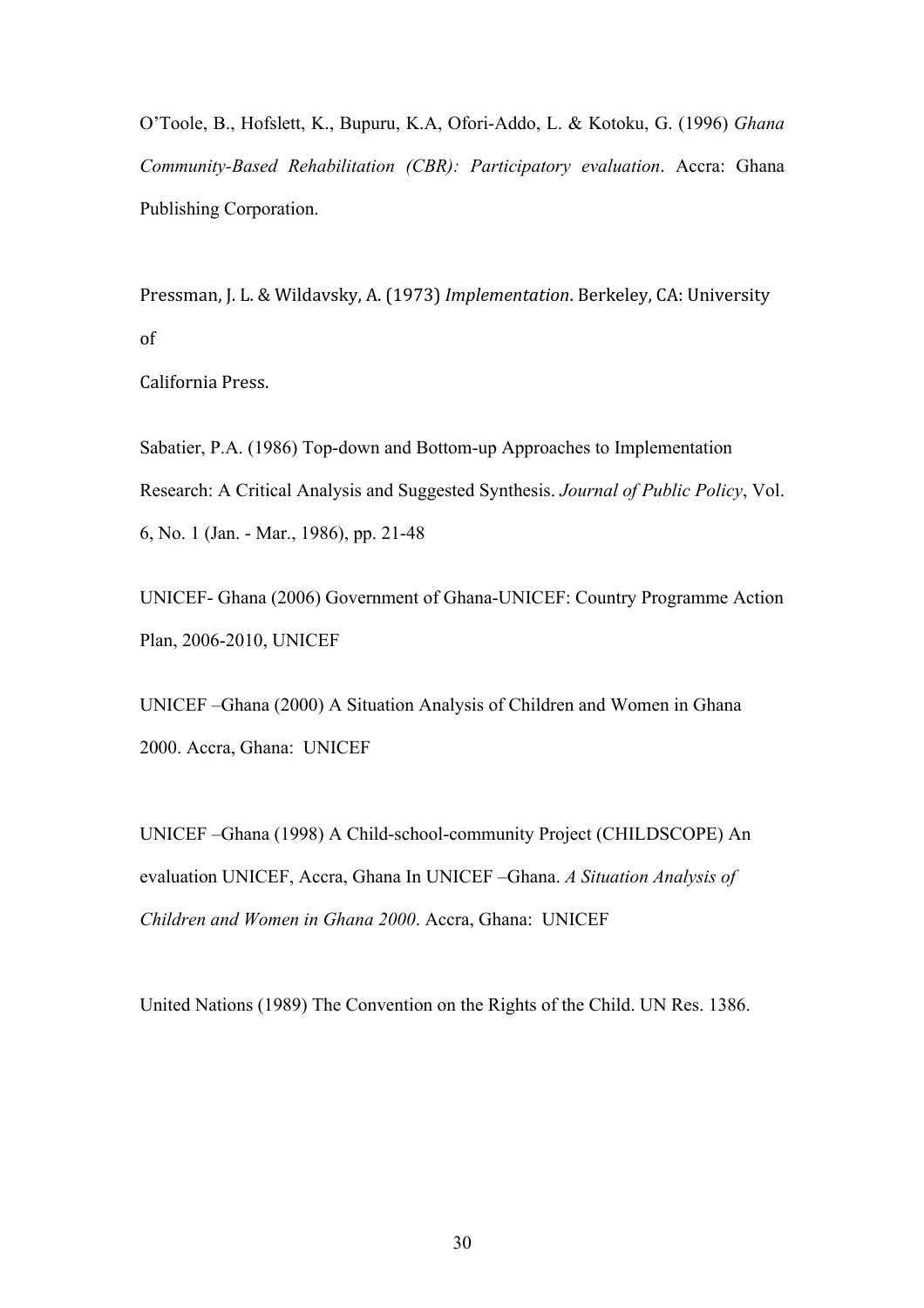O'Toole, B., Hofslett, K., Bupuru, K.A, Ofori-Addo, L. & Kotoku, G. (1996) *Ghana Community-Based Rehabilitation (CBR): Participatory evaluation*. Accra: Ghana Publishing Corporation.

Pressman, J. L. & Wildavsky, A. (1973) *Implementation*. Berkeley, CA: University of
California Press.

Sabatier, P.A. (1986) Top-down and Bottom-up Approaches to Implementation Research: A Critical Analysis and Suggested Synthesis. *Journal of Public Policy*, Vol. 6, No. 1 (Jan. - Mar., 1986), pp. 21-48

UNICEF- Ghana (2006) Government of Ghana-UNICEF: Country Programme Action Plan, 2006-2010, UNICEF

UNICEF –Ghana (2000) A Situation Analysis of Children and Women in Ghana 2000. Accra, Ghana: UNICEF

UNICEF –Ghana (1998) A Child-school-community Project (CHILDSCOPE) An evaluation UNICEF, Accra, Ghana In UNICEF –Ghana. *A Situation Analysis of Children and Women in Ghana 2000*. Accra, Ghana: UNICEF

United Nations (1989) The Convention on the Rights of the Child. UN Res. 1386.